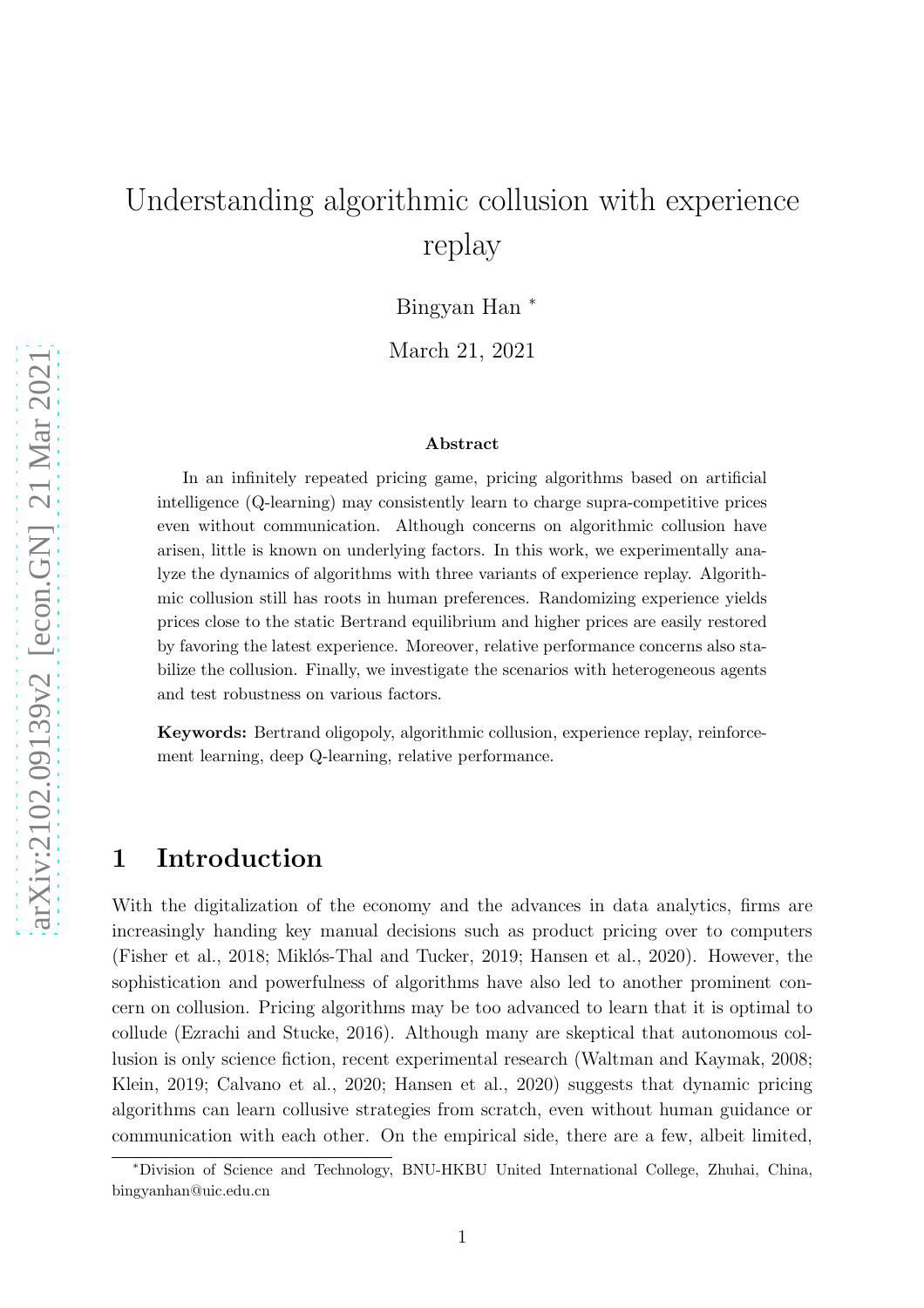# Understanding algorithmic collusion with experience replay

Bingyan Han [*]

March 21, 2021

**Abstract**

In an infinitely repeated pricing game, pricing algorithms based on artificial intelligence (Q-learning) may consistently learn to charge supra-competitive prices even without communication. Although concerns on algorithmic collusion have arisen, little is known on underlying factors. In this work, we experimentally analyze the dynamics of algorithms with three variants of experience replay. Algorithmic collusion still has roots in human preferences. Randomizing experience yields prices close to the static Bertrand equilibrium and higher prices are easily restored by favoring the latest experience. Moreover, relative performance concerns also stabilize the collusion. Finally, we investigate the scenarios with heterogeneous agents and test robustness on various factors.

**Keywords:** Bertrand oligopoly, algorithmic collusion, experience replay, reinforcement learning, deep Q-learning, relative performance.

## 1 Introduction

With the digitalization of the economy and the advances in data analytics, firms are increasingly handing key manual decisions such as product pricing over to computers (Fisher et al., 2018; Miklós-Thal and Tucker, 2019; Hansen et al., 2020). However, the sophistication and powerfulness of algorithms have also led to another prominent concern on collusion. Pricing algorithms may be too advanced to learn that it is optimal to collude (Ezrachi and Stucke, 2016). Although many are skeptical that autonomous collusion is only science fiction, recent experimental research (Waltman and Kaymak, 2008; Klein, 2019; Calvano et al., 2020; Hansen et al., 2020) suggests that dynamic pricing algorithms can learn collusive strategies from scratch, even without human guidance or communication with each other. On the empirical side, there are a few, albeit limited,

[*] Division of Science and Technology, BNU-HKBU United International College, Zhuhai, China, bingyanhan@uic.edu.cn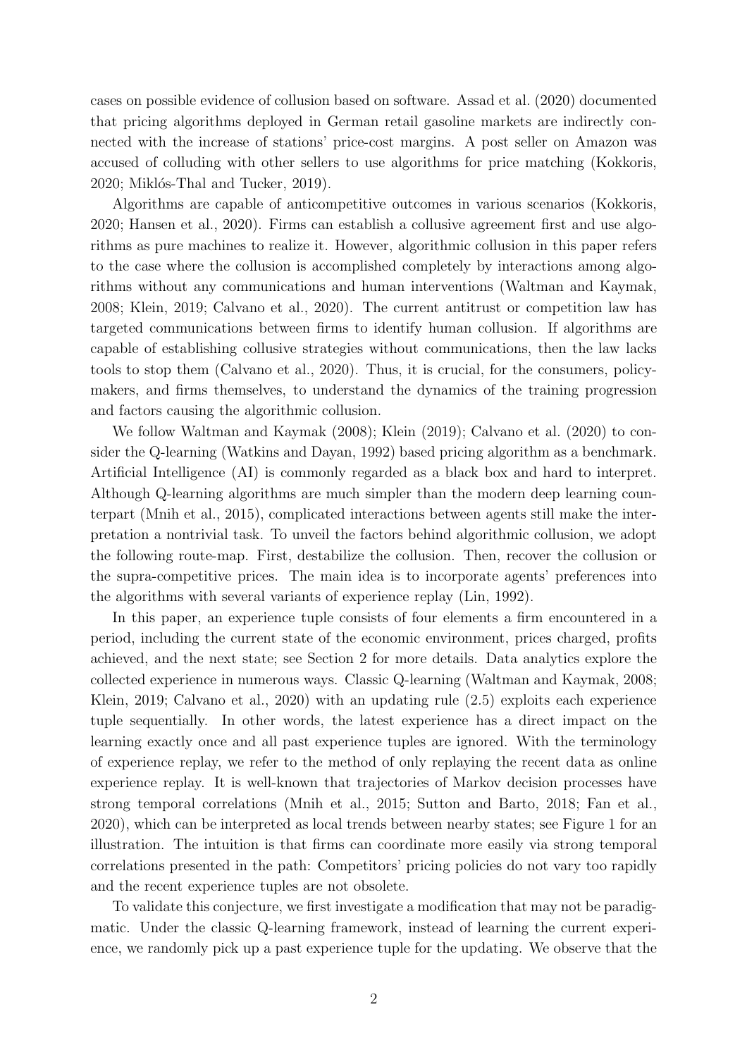cases on possible evidence of collusion based on software. Assad et al. (2020) documented that pricing algorithms deployed in German retail gasoline markets are indirectly connected with the increase of stations' price-cost margins. A post seller on Amazon was accused of colluding with other sellers to use algorithms for price matching (Kokkoris, 2020; Miklós-Thal and Tucker, 2019).

Algorithms are capable of anticompetitive outcomes in various scenarios (Kokkoris, 2020; Hansen et al., 2020). Firms can establish a collusive agreement first and use algorithms as pure machines to realize it. However, algorithmic collusion in this paper refers to the case where the collusion is accomplished completely by interactions among algorithms without any communications and human interventions (Waltman and Kaymak, 2008; Klein, 2019; Calvano et al., 2020). The current antitrust or competition law has targeted communications between firms to identify human collusion. If algorithms are capable of establishing collusive strategies without communications, then the law lacks tools to stop them (Calvano et al., 2020). Thus, it is crucial, for the consumers, policy-makers, and firms themselves, to understand the dynamics of the training progression and factors causing the algorithmic collusion.

We follow Waltman and Kaymak (2008); Klein (2019); Calvano et al. (2020) to consider the Q-learning (Watkins and Dayan, 1992) based pricing algorithm as a benchmark. Artificial Intelligence (AI) is commonly regarded as a black box and hard to interpret. Although Q-learning algorithms are much simpler than the modern deep learning counterpart (Mnih et al., 2015), complicated interactions between agents still make the interpretation a nontrivial task. To unveil the factors behind algorithmic collusion, we adopt the following route-map. First, destabilize the collusion. Then, recover the collusion or the supra-competitive prices. The main idea is to incorporate agents' preferences into the algorithms with several variants of experience replay (Lin, 1992).

In this paper, an experience tuple consists of four elements a firm encountered in a period, including the current state of the economic environment, prices charged, profits achieved, and the next state; see Section 2 for more details. Data analytics explore the collected experience in numerous ways. Classic Q-learning (Waltman and Kaymak, 2008; Klein, 2019; Calvano et al., 2020) with an updating rule (2.5) exploits each experience tuple sequentially. In other words, the latest experience has a direct impact on the learning exactly once and all past experience tuples are ignored. With the terminology of experience replay, we refer to the method of only replaying the recent data as online experience replay. It is well-known that trajectories of Markov decision processes have strong temporal correlations (Mnih et al., 2015; Sutton and Barto, 2018; Fan et al., 2020), which can be interpreted as local trends between nearby states; see Figure 1 for an illustration. The intuition is that firms can coordinate more easily via strong temporal correlations presented in the path: Competitors' pricing policies do not vary too rapidly and the recent experience tuples are not obsolete.

To validate this conjecture, we first investigate a modification that may not be paradigmatic. Under the classic Q-learning framework, instead of learning the current experience, we randomly pick up a past experience tuple for the updating. We observe that the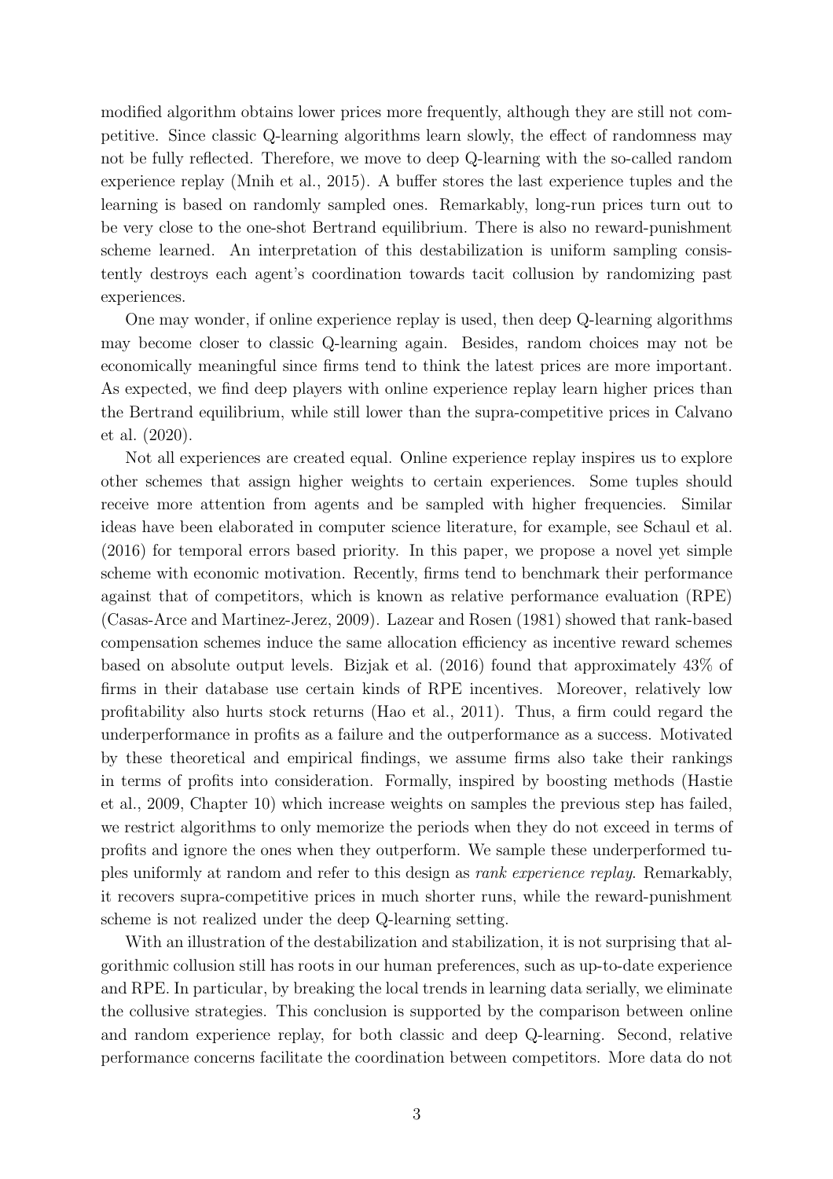modified algorithm obtains lower prices more frequently, although they are still not competitive. Since classic Q-learning algorithms learn slowly, the effect of randomness may not be fully reflected. Therefore, we move to deep Q-learning with the so-called random experience replay (Mnih et al., 2015). A buffer stores the last experience tuples and the learning is based on randomly sampled ones. Remarkably, long-run prices turn out to be very close to the one-shot Bertrand equilibrium. There is also no reward-punishment scheme learned. An interpretation of this destabilization is uniform sampling consistently destroys each agent's coordination towards tacit collusion by randomizing past experiences.

One may wonder, if online experience replay is used, then deep Q-learning algorithms may become closer to classic Q-learning again. Besides, random choices may not be economically meaningful since firms tend to think the latest prices are more important. As expected, we find deep players with online experience replay learn higher prices than the Bertrand equilibrium, while still lower than the supra-competitive prices in Calvano et al. (2020).

Not all experiences are created equal. Online experience replay inspires us to explore other schemes that assign higher weights to certain experiences. Some tuples should receive more attention from agents and be sampled with higher frequencies. Similar ideas have been elaborated in computer science literature, for example, see Schaul et al. (2016) for temporal errors based priority. In this paper, we propose a novel yet simple scheme with economic motivation. Recently, firms tend to benchmark their performance against that of competitors, which is known as relative performance evaluation (RPE) (Casas-Arce and Martinez-Jerez, 2009). Lazear and Rosen (1981) showed that rank-based compensation schemes induce the same allocation efficiency as incentive reward schemes based on absolute output levels. Bizjak et al. (2016) found that approximately 43% of firms in their database use certain kinds of RPE incentives. Moreover, relatively low profitability also hurts stock returns (Hao et al., 2011). Thus, a firm could regard the underperformance in profits as a failure and the outperformance as a success. Motivated by these theoretical and empirical findings, we assume firms also take their rankings in terms of profits into consideration. Formally, inspired by boosting methods (Hastie et al., 2009, Chapter 10) which increase weights on samples the previous step has failed, we restrict algorithms to only memorize the periods when they do not exceed in terms of profits and ignore the ones when they outperform. We sample these underperformed tuples uniformly at random and refer to this design as *rank experience replay*. Remarkably, it recovers supra-competitive prices in much shorter runs, while the reward-punishment scheme is not realized under the deep Q-learning setting.

With an illustration of the destabilization and stabilization, it is not surprising that algorithmic collusion still has roots in our human preferences, such as up-to-date experience and RPE. In particular, by breaking the local trends in learning data serially, we eliminate the collusive strategies. This conclusion is supported by the comparison between online and random experience replay, for both classic and deep Q-learning. Second, relative performance concerns facilitate the coordination between competitors. More data do not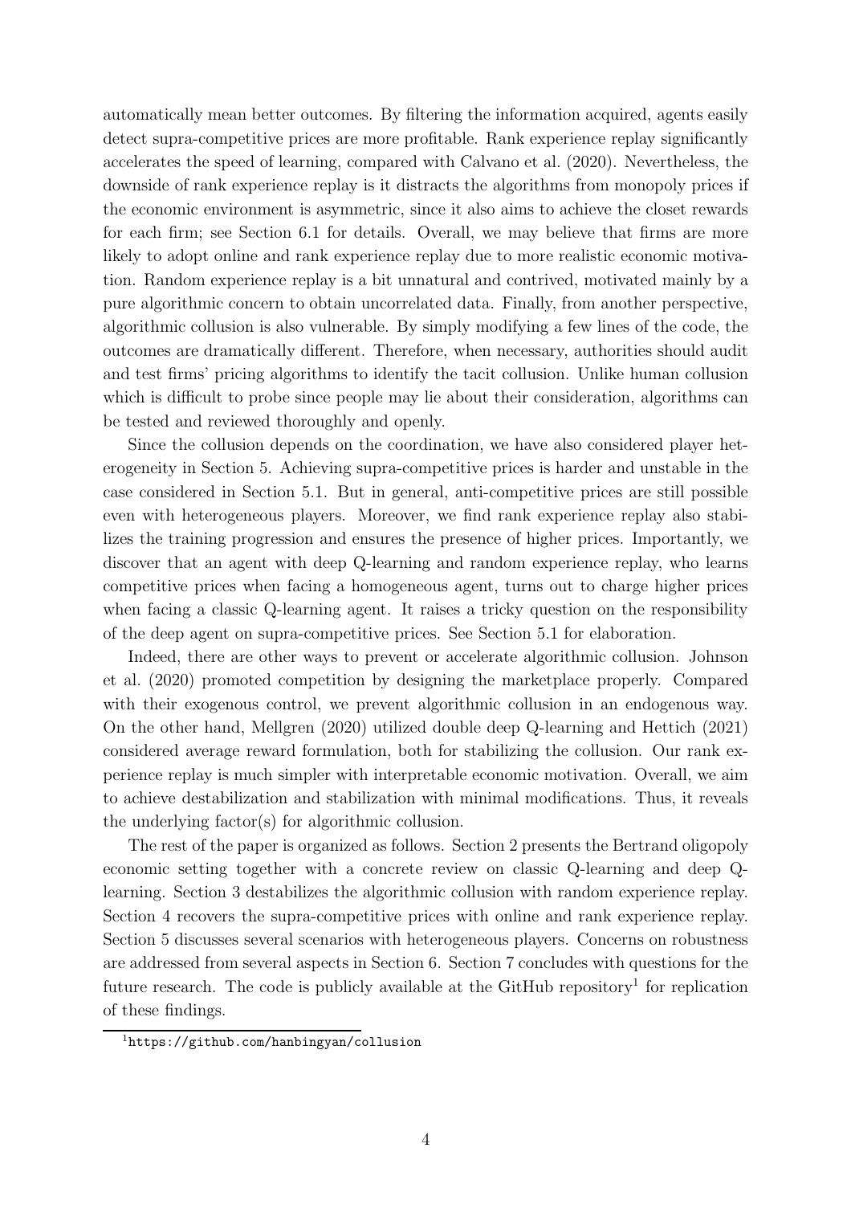automatically mean better outcomes. By filtering the information acquired, agents easily detect supra-competitive prices are more profitable. Rank experience replay significantly accelerates the speed of learning, compared with Calvano et al. (2020). Nevertheless, the downside of rank experience replay is it distracts the algorithms from monopoly prices if the economic environment is asymmetric, since it also aims to achieve the closet rewards for each firm; see Section 6.1 for details. Overall, we may believe that firms are more likely to adopt online and rank experience replay due to more realistic economic motivation. Random experience replay is a bit unnatural and contrived, motivated mainly by a pure algorithmic concern to obtain uncorrelated data. Finally, from another perspective, algorithmic collusion is also vulnerable. By simply modifying a few lines of the code, the outcomes are dramatically different. Therefore, when necessary, authorities should audit and test firms' pricing algorithms to identify the tacit collusion. Unlike human collusion which is difficult to probe since people may lie about their consideration, algorithms can be tested and reviewed thoroughly and openly.

Since the collusion depends on the coordination, we have also considered player heterogeneity in Section 5. Achieving supra-competitive prices is harder and unstable in the case considered in Section 5.1. But in general, anti-competitive prices are still possible even with heterogeneous players. Moreover, we find rank experience replay also stabilizes the training progression and ensures the presence of higher prices. Importantly, we discover that an agent with deep Q-learning and random experience replay, who learns competitive prices when facing a homogeneous agent, turns out to charge higher prices when facing a classic Q-learning agent. It raises a tricky question on the responsibility of the deep agent on supra-competitive prices. See Section 5.1 for elaboration.

Indeed, there are other ways to prevent or accelerate algorithmic collusion. Johnson et al. (2020) promoted competition by designing the marketplace properly. Compared with their exogenous control, we prevent algorithmic collusion in an endogenous way. On the other hand, Mellgren (2020) utilized double deep Q-learning and Hettich (2021) considered average reward formulation, both for stabilizing the collusion. Our rank experience replay is much simpler with interpretable economic motivation. Overall, we aim to achieve destabilization and stabilization with minimal modifications. Thus, it reveals the underlying factor(s) for algorithmic collusion.

The rest of the paper is organized as follows. Section 2 presents the Bertrand oligopoly economic setting together with a concrete review on classic Q-learning and deep Q-learning. Section 3 destabilizes the algorithmic collusion with random experience replay. Section 4 recovers the supra-competitive prices with online and rank experience replay. Section 5 discusses several scenarios with heterogeneous players. Concerns on robustness are addressed from several aspects in Section 6. Section 7 concludes with questions for the future research. The code is publicly available at the GitHub repository[1] for replication of these findings.

[1] https://github.com/hanbingyan/collusion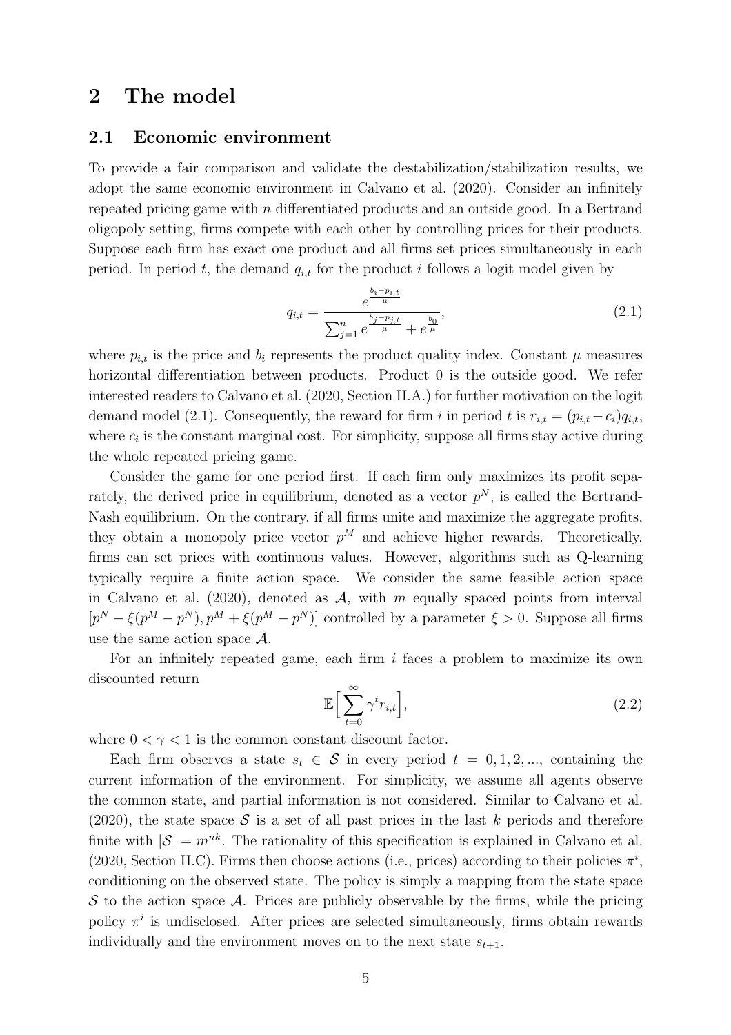## 2 The model

### 2.1 Economic environment

To provide a fair comparison and validate the destabilization/stabilization results, we adopt the same economic environment in Calvano et al. (2020). Consider an infinitely repeated pricing game with $n$ differentiated products and an outside good. In a Bertrand oligopoly setting, firms compete with each other by controlling prices for their products. Suppose each firm has exact one product and all firms set prices simultaneously in each period. In period $t$, the demand $q_{i,t}$ for the product $i$ follows a logit model given by

$$q_{i,t} = \frac{e^{\frac{b_i - p_{i,t}}{\mu}}}{\sum_{j=1}^{n} e^{\frac{b_j - p_{j,t}}{\mu}} + e^{\frac{b_0}{\mu}}}, \tag{2.1}$$

where $p_{i,t}$ is the price and $b_i$ represents the product quality index. Constant $\mu$ measures horizontal differentiation between products. Product 0 is the outside good. We refer interested readers to Calvano et al. (2020, Section II.A.) for further motivation on the logit demand model (2.1). Consequently, the reward for firm $i$ in period $t$ is $r_{i,t} = (p_{i,t} - c_i)q_{i,t}$, where $c_i$ is the constant marginal cost. For simplicity, suppose all firms stay active during the whole repeated pricing game.

Consider the game for one period first. If each firm only maximizes its profit separately, the derived price in equilibrium, denoted as a vector $p^N$, is called the Bertrand-Nash equilibrium. On the contrary, if all firms unite and maximize the aggregate profits, they obtain a monopoly price vector $p^M$ and achieve higher rewards. Theoretically, firms can set prices with continuous values. However, algorithms such as Q-learning typically require a finite action space. We consider the same feasible action space in Calvano et al. (2020), denoted as $\mathcal{A}$, with $m$ equally spaced points from interval $[p^N - \xi(p^M - p^N), p^M + \xi(p^M - p^N)]$ controlled by a parameter $\xi > 0$. Suppose all firms use the same action space $\mathcal{A}$.

For an infinitely repeated game, each firm $i$ faces a problem to maximize its own discounted return

$$\mathbb{E}\Big[\sum_{t=0}^{\infty} \gamma^t r_{i,t}\Big], \tag{2.2}$$

where $0 < \gamma < 1$ is the common constant discount factor.

Each firm observes a state $s_t \in \mathcal{S}$ in every period $t = 0, 1, 2, ...$, containing the current information of the environment. For simplicity, we assume all agents observe the common state, and partial information is not considered. Similar to Calvano et al. (2020), the state space $\mathcal{S}$ is a set of all past prices in the last $k$ periods and therefore finite with $|\mathcal{S}| = m^{nk}$. The rationality of this specification is explained in Calvano et al. (2020, Section II.C). Firms then choose actions (i.e., prices) according to their policies $\pi^i$, conditioning on the observed state. The policy is simply a mapping from the state space $\mathcal{S}$ to the action space $\mathcal{A}$. Prices are publicly observable by the firms, while the pricing policy $\pi^i$ is undisclosed. After prices are selected simultaneously, firms obtain rewards individually and the environment moves on to the next state $s_{t+1}$.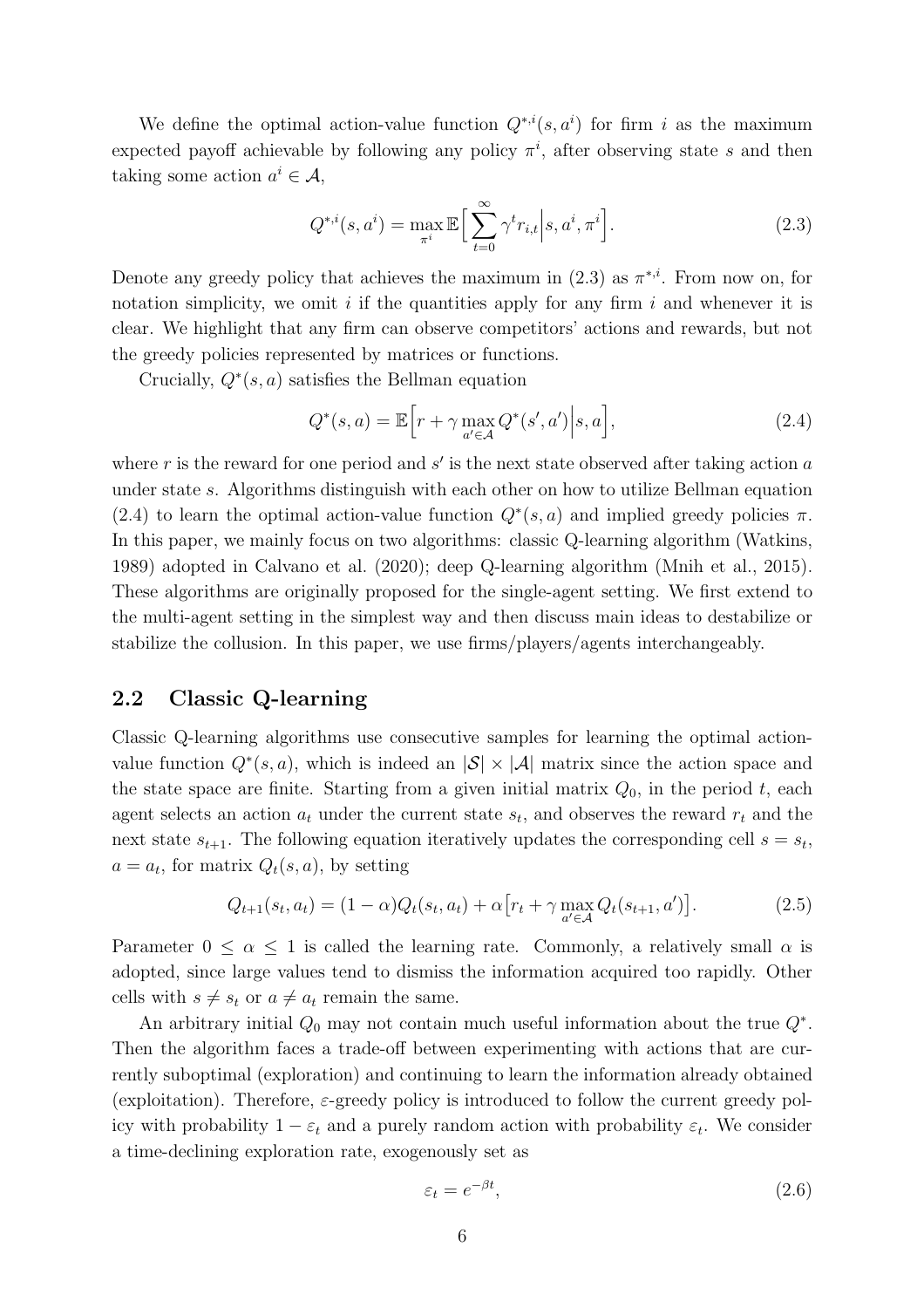We define the optimal action-value function $Q^{*,i}(s, a^i)$ for firm $i$ as the maximum expected payoff achievable by following any policy $\pi^i$, after observing state $s$ and then taking some action $a^i \in \mathcal{A}$,

$$Q^{*,i}(s, a^i) = \max_{\pi^i} \mathbb{E}\Big[\sum_{t=0}^{\infty} \gamma^t r_{i,t} \Big| s, a^i, \pi^i\Big]. \tag{2.3}$$

Denote any greedy policy that achieves the maximum in (2.3) as $\pi^{*,i}$. From now on, for notation simplicity, we omit $i$ if the quantities apply for any firm $i$ and whenever it is clear. We highlight that any firm can observe competitors' actions and rewards, but not the greedy policies represented by matrices or functions.

Crucially, $Q^*(s, a)$ satisfies the Bellman equation

$$Q^*(s, a) = \mathbb{E}\Big[r + \gamma \max_{a' \in \mathcal{A}} Q^*(s', a') \Big| s, a\Big], \tag{2.4}$$

where $r$ is the reward for one period and $s'$ is the next state observed after taking action $a$ under state $s$. Algorithms distinguish with each other on how to utilize Bellman equation (2.4) to learn the optimal action-value function $Q^*(s, a)$ and implied greedy policies $\pi$. In this paper, we mainly focus on two algorithms: classic Q-learning algorithm (Watkins, 1989) adopted in Calvano et al. (2020); deep Q-learning algorithm (Mnih et al., 2015). These algorithms are originally proposed for the single-agent setting. We first extend to the multi-agent setting in the simplest way and then discuss main ideas to destabilize or stabilize the collusion. In this paper, we use firms/players/agents interchangeably.

## 2.2 Classic Q-learning

Classic Q-learning algorithms use consecutive samples for learning the optimal action-value function $Q^*(s, a)$, which is indeed an $|\mathcal{S}| \times |\mathcal{A}|$ matrix since the action space and the state space are finite. Starting from a given initial matrix $Q_0$, in the period $t$, each agent selects an action $a_t$ under the current state $s_t$, and observes the reward $r_t$ and the next state $s_{t+1}$. The following equation iteratively updates the corresponding cell $s = s_t$, $a = a_t$, for matrix $Q_t(s, a)$, by setting

$$Q_{t+1}(s_t, a_t) = (1 - \alpha) Q_t(s_t, a_t) + \alpha\big[r_t + \gamma \max_{a' \in \mathcal{A}} Q_t(s_{t+1}, a')\big]. \tag{2.5}$$

Parameter $0 \leq \alpha \leq 1$ is called the learning rate. Commonly, a relatively small $\alpha$ is adopted, since large values tend to dismiss the information acquired too rapidly. Other cells with $s \neq s_t$ or $a \neq a_t$ remain the same.

An arbitrary initial $Q_0$ may not contain much useful information about the true $Q^*$. Then the algorithm faces a trade-off between experimenting with actions that are currently suboptimal (exploration) and continuing to learn the information already obtained (exploitation). Therefore, $\varepsilon$-greedy policy is introduced to follow the current greedy policy with probability $1 - \varepsilon_t$ and a purely random action with probability $\varepsilon_t$. We consider a time-declining exploration rate, exogenously set as

$$\varepsilon_t = e^{-\beta t}, \tag{2.6}$$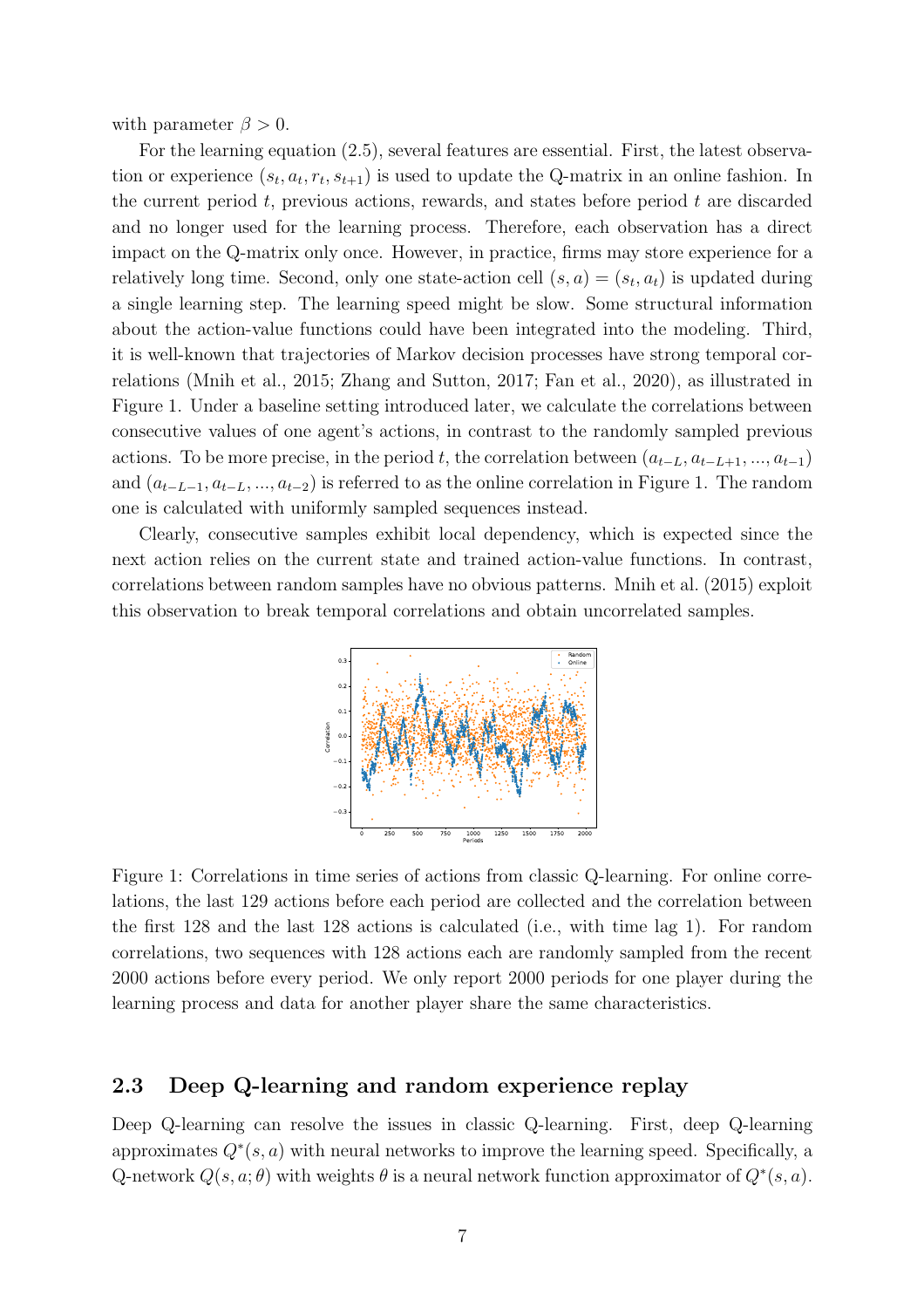with parameter $\beta > 0$.

For the learning equation (2.5), several features are essential. First, the latest observation or experience $(s_t, a_t, r_t, s_{t+1})$ is used to update the Q-matrix in an online fashion. In the current period $t$, previous actions, rewards, and states before period $t$ are discarded and no longer used for the learning process. Therefore, each observation has a direct impact on the Q-matrix only once. However, in practice, firms may store experience for a relatively long time. Second, only one state-action cell $(s, a) = (s_t, a_t)$ is updated during a single learning step. The learning speed might be slow. Some structural information about the action-value functions could have been integrated into the modeling. Third, it is well-known that trajectories of Markov decision processes have strong temporal correlations (Mnih et al., 2015; Zhang and Sutton, 2017; Fan et al., 2020), as illustrated in Figure 1. Under a baseline setting introduced later, we calculate the correlations between consecutive values of one agent's actions, in contrast to the randomly sampled previous actions. To be more precise, in the period $t$, the correlation between $(a_{t-L}, a_{t-L+1}, ..., a_{t-1})$ and $(a_{t-L-1}, a_{t-L}, ..., a_{t-2})$ is referred to as the online correlation in Figure 1. The random one is calculated with uniformly sampled sequences instead.

Clearly, consecutive samples exhibit local dependency, which is expected since the next action relies on the current state and trained action-value functions. In contrast, correlations between random samples have no obvious patterns. Mnih et al. (2015) exploit this observation to break temporal correlations and obtain uncorrelated samples.

Figure 1: Correlations in time series of actions from classic Q-learning. For online correlations, the last 129 actions before each period are collected and the correlation between the first 128 and the last 128 actions is calculated (i.e., with time lag 1). For random correlations, two sequences with 128 actions each are randomly sampled from the recent 2000 actions before every period. We only report 2000 periods for one player during the learning process and data for another player share the same characteristics.

## 2.3 Deep Q-learning and random experience replay

Deep Q-learning can resolve the issues in classic Q-learning. First, deep Q-learning approximates $Q^*(s, a)$ with neural networks to improve the learning speed. Specifically, a Q-network $Q(s, a; \theta)$ with weights $\theta$ is a neural network function approximator of $Q^*(s, a)$.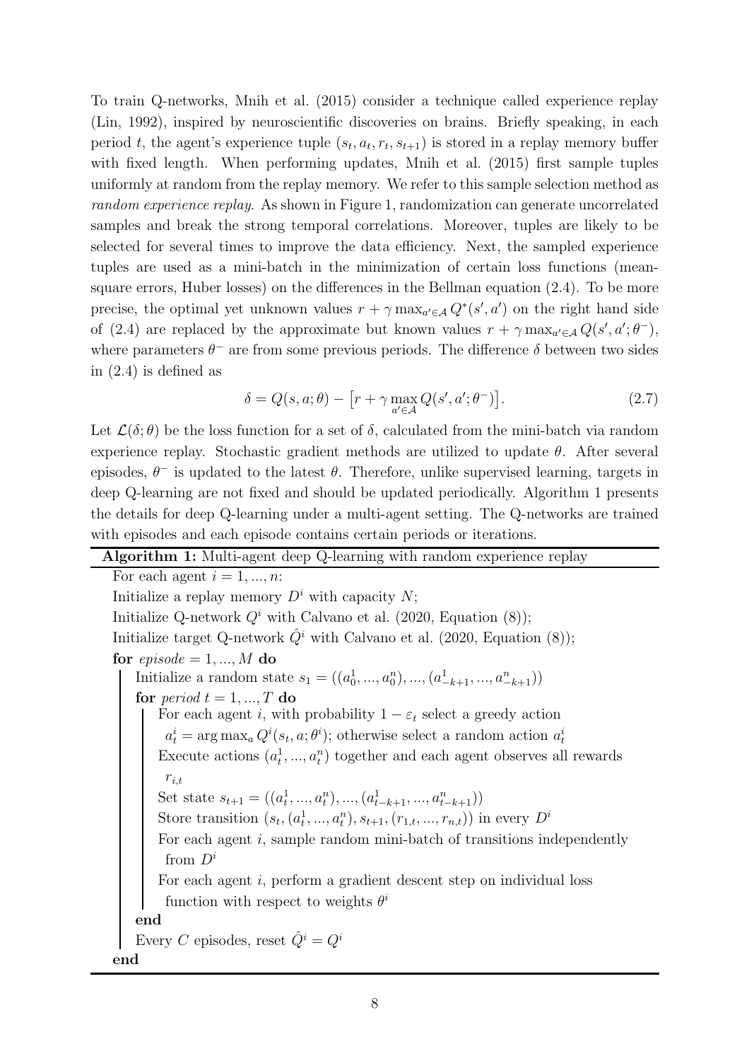To train Q-networks, Mnih et al. (2015) consider a technique called experience replay (Lin, 1992), inspired by neuroscientific discoveries on brains. Briefly speaking, in each period $t$, the agent's experience tuple $(s_t, a_t, r_t, s_{t+1})$ is stored in a replay memory buffer with fixed length. When performing updates, Mnih et al. (2015) first sample tuples uniformly at random from the replay memory. We refer to this sample selection method as *random experience replay*. As shown in Figure 1, randomization can generate uncorrelated samples and break the strong temporal correlations. Moreover, tuples are likely to be selected for several times to improve the data efficiency. Next, the sampled experience tuples are used as a mini-batch in the minimization of certain loss functions (mean-square errors, Huber losses) on the differences in the Bellman equation (2.4). To be more precise, the optimal yet unknown values $r + \gamma \max_{a' \in \mathcal{A}} Q^*(s', a')$ on the right hand side of (2.4) are replaced by the approximate but known values $r + \gamma \max_{a' \in \mathcal{A}} Q(s', a'; \theta^-)$, where parameters $\theta^-$ are from some previous periods. The difference $\delta$ between two sides in (2.4) is defined as

$$\delta = Q(s, a; \theta) - \left[r + \gamma \max_{a' \in \mathcal{A}} Q(s', a'; \theta^-)\right]. \tag{2.7}$$

Let $\mathcal{L}(\delta; \theta)$ be the loss function for a set of $\delta$, calculated from the mini-batch via random experience replay. Stochastic gradient methods are utilized to update $\theta$. After several episodes, $\theta^-$ is updated to the latest $\theta$. Therefore, unlike supervised learning, targets in deep Q-learning are not fixed and should be updated periodically. Algorithm 1 presents the details for deep Q-learning under a multi-agent setting. The Q-networks are trained with episodes and each episode contains certain periods or iterations.

**Algorithm 1:** Multi-agent deep Q-learning with random experience replay

```
For each agent i = 1, ..., n:
Initialize a replay memory D^i with capacity N;
Initialize Q-network Q^i with Calvano et al. (2020, Equation (8));
Initialize target Q-network Q̂^i with Calvano et al. (2020, Equation (8));
for episode = 1, ..., M do
    Initialize a random state s_1 = ((a_0^1, ..., a_0^n), ..., (a_{-k+1}^1, ..., a_{-k+1}^n))
    for period t = 1, ..., T do
        For each agent i, with probability 1 - ε_t select a greedy action
          a_t^i = argmax_a Q^i(s_t, a; θ^i); otherwise select a random action a_t^i
        Execute actions (a_t^1, ..., a_t^n) together and each agent observes all rewards
          r_{i,t}
        Set state s_{t+1} = ((a_t^1, ..., a_t^n), ..., (a_{t-k+1}^1, ..., a_{t-k+1}^n))
        Store transition (s_t, (a_t^1, ..., a_t^n), s_{t+1}, (r_{1,t}, ..., r_{n,t})) in every D^i
        For each agent i, sample random mini-batch of transitions independently
          from D^i
        For each agent i, perform a gradient descent step on individual loss
          function with respect to weights θ^i
    end
    Every C episodes, reset Q̂^i = Q^i
end
```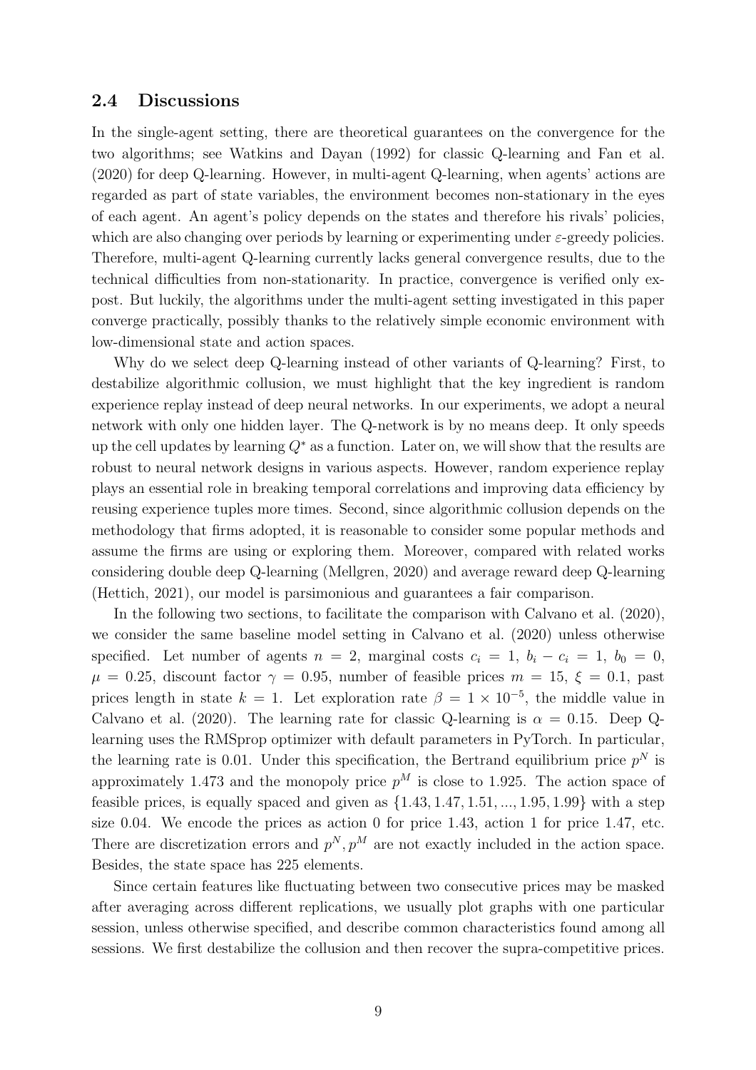### 2.4 Discussions

In the single-agent setting, there are theoretical guarantees on the convergence for the two algorithms; see Watkins and Dayan (1992) for classic Q-learning and Fan et al. (2020) for deep Q-learning. However, in multi-agent Q-learning, when agents' actions are regarded as part of state variables, the environment becomes non-stationary in the eyes of each agent. An agent's policy depends on the states and therefore his rivals' policies, which are also changing over periods by learning or experimenting under $\varepsilon$-greedy policies. Therefore, multi-agent Q-learning currently lacks general convergence results, due to the technical difficulties from non-stationarity. In practice, convergence is verified only ex-post. But luckily, the algorithms under the multi-agent setting investigated in this paper converge practically, possibly thanks to the relatively simple economic environment with low-dimensional state and action spaces.

Why do we select deep Q-learning instead of other variants of Q-learning? First, to destabilize algorithmic collusion, we must highlight that the key ingredient is random experience replay instead of deep neural networks. In our experiments, we adopt a neural network with only one hidden layer. The Q-network is by no means deep. It only speeds up the cell updates by learning $Q^*$ as a function. Later on, we will show that the results are robust to neural network designs in various aspects. However, random experience replay plays an essential role in breaking temporal correlations and improving data efficiency by reusing experience tuples more times. Second, since algorithmic collusion depends on the methodology that firms adopted, it is reasonable to consider some popular methods and assume the firms are using or exploring them. Moreover, compared with related works considering double deep Q-learning (Mellgren, 2020) and average reward deep Q-learning (Hettich, 2021), our model is parsimonious and guarantees a fair comparison.

In the following two sections, to facilitate the comparison with Calvano et al. (2020), we consider the same baseline model setting in Calvano et al. (2020) unless otherwise specified. Let number of agents $n = 2$, marginal costs $c_i = 1$, $b_i - c_i = 1$, $b_0 = 0$, $\mu = 0.25$, discount factor $\gamma = 0.95$, number of feasible prices $m = 15$, $\xi = 0.1$, past prices length in state $k = 1$. Let exploration rate $\beta = 1 \times 10^{-5}$, the middle value in Calvano et al. (2020). The learning rate for classic Q-learning is $\alpha = 0.15$. Deep Q-learning uses the RMSprop optimizer with default parameters in PyTorch. In particular, the learning rate is 0.01. Under this specification, the Bertrand equilibrium price $p^N$ is approximately 1.473 and the monopoly price $p^M$ is close to 1.925. The action space of feasible prices, is equally spaced and given as $\{1.43, 1.47, 1.51, ..., 1.95, 1.99\}$ with a step size 0.04. We encode the prices as action 0 for price 1.43, action 1 for price 1.47, etc. There are discretization errors and $p^N, p^M$ are not exactly included in the action space. Besides, the state space has 225 elements.

Since certain features like fluctuating between two consecutive prices may be masked after averaging across different replications, we usually plot graphs with one particular session, unless otherwise specified, and describe common characteristics found among all sessions. We first destabilize the collusion and then recover the supra-competitive prices.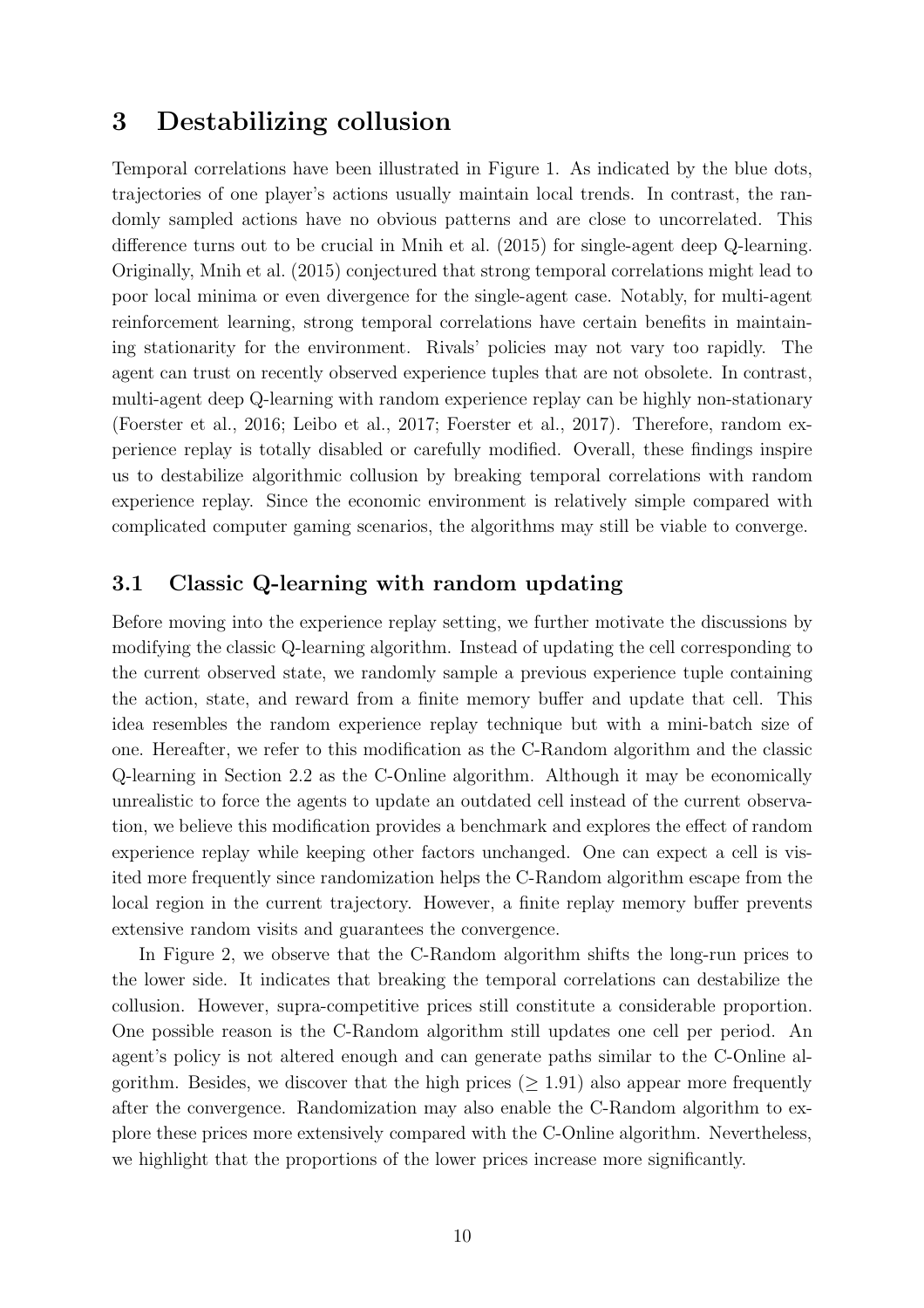## 3 Destabilizing collusion

Temporal correlations have been illustrated in Figure 1. As indicated by the blue dots, trajectories of one player's actions usually maintain local trends. In contrast, the randomly sampled actions have no obvious patterns and are close to uncorrelated. This difference turns out to be crucial in Mnih et al. (2015) for single-agent deep Q-learning. Originally, Mnih et al. (2015) conjectured that strong temporal correlations might lead to poor local minima or even divergence for the single-agent case. Notably, for multi-agent reinforcement learning, strong temporal correlations have certain benefits in maintaining stationarity for the environment. Rivals' policies may not vary too rapidly. The agent can trust on recently observed experience tuples that are not obsolete. In contrast, multi-agent deep Q-learning with random experience replay can be highly non-stationary (Foerster et al., 2016; Leibo et al., 2017; Foerster et al., 2017). Therefore, random experience replay is totally disabled or carefully modified. Overall, these findings inspire us to destabilize algorithmic collusion by breaking temporal correlations with random experience replay. Since the economic environment is relatively simple compared with complicated computer gaming scenarios, the algorithms may still be viable to converge.

### 3.1 Classic Q-learning with random updating

Before moving into the experience replay setting, we further motivate the discussions by modifying the classic Q-learning algorithm. Instead of updating the cell corresponding to the current observed state, we randomly sample a previous experience tuple containing the action, state, and reward from a finite memory buffer and update that cell. This idea resembles the random experience replay technique but with a mini-batch size of one. Hereafter, we refer to this modification as the C-Random algorithm and the classic Q-learning in Section 2.2 as the C-Online algorithm. Although it may be economically unrealistic to force the agents to update an outdated cell instead of the current observation, we believe this modification provides a benchmark and explores the effect of random experience replay while keeping other factors unchanged. One can expect a cell is visited more frequently since randomization helps the C-Random algorithm escape from the local region in the current trajectory. However, a finite replay memory buffer prevents extensive random visits and guarantees the convergence.

In Figure 2, we observe that the C-Random algorithm shifts the long-run prices to the lower side. It indicates that breaking the temporal correlations can destabilize the collusion. However, supra-competitive prices still constitute a considerable proportion. One possible reason is the C-Random algorithm still updates one cell per period. An agent's policy is not altered enough and can generate paths similar to the C-Online algorithm. Besides, we discover that the high prices ($\geq 1.91$) also appear more frequently after the convergence. Randomization may also enable the C-Random algorithm to explore these prices more extensively compared with the C-Online algorithm. Nevertheless, we highlight that the proportions of the lower prices increase more significantly.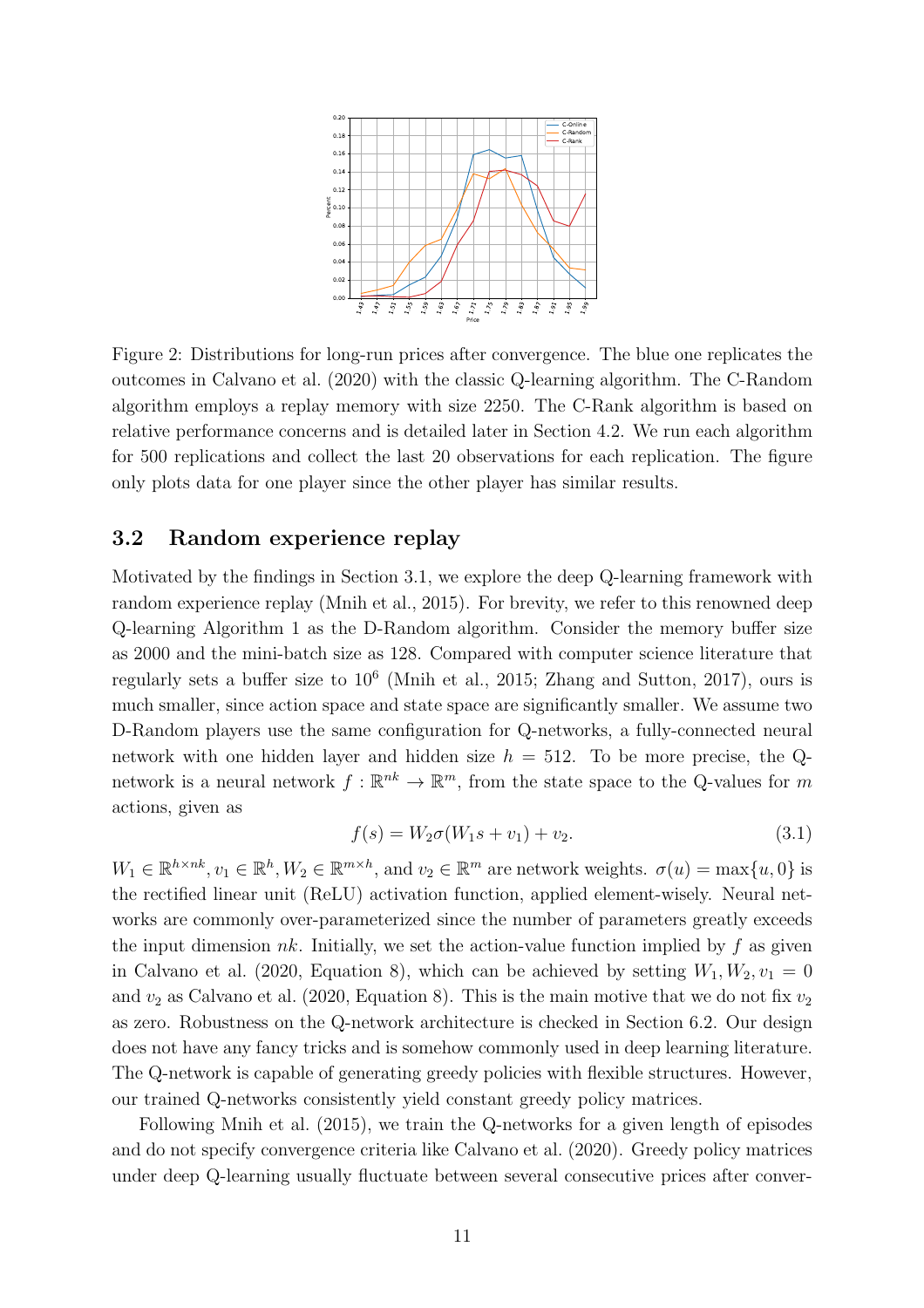Figure 2: Distributions for long-run prices after convergence. The blue one replicates the outcomes in Calvano et al. (2020) with the classic Q-learning algorithm. The C-Random algorithm employs a replay memory with size 2250. The C-Rank algorithm is based on relative performance concerns and is detailed later in Section 4.2. We run each algorithm for 500 replications and collect the last 20 observations for each replication. The figure only plots data for one player since the other player has similar results.

### 3.2 Random experience replay

Motivated by the findings in Section 3.1, we explore the deep Q-learning framework with random experience replay (Mnih et al., 2015). For brevity, we refer to this renowned deep Q-learning Algorithm 1 as the D-Random algorithm. Consider the memory buffer size as 2000 and the mini-batch size as 128. Compared with computer science literature that regularly sets a buffer size to $10^6$ (Mnih et al., 2015; Zhang and Sutton, 2017), ours is much smaller, since action space and state space are significantly smaller. We assume two D-Random players use the same configuration for Q-networks, a fully-connected neural network with one hidden layer and hidden size $h = 512$. To be more precise, the Q-network is a neural network $f : \mathbb{R}^{nk} \to \mathbb{R}^m$, from the state space to the Q-values for $m$ actions, given as

$$f(s) = W_2\sigma(W_1 s + v_1) + v_2. \tag{3.1}$$

$W_1 \in \mathbb{R}^{h\times nk}, v_1 \in \mathbb{R}^h, W_2 \in \mathbb{R}^{m\times h}$, and $v_2 \in \mathbb{R}^m$ are network weights. $\sigma(u) = \max\{u, 0\}$ is the rectified linear unit (ReLU) activation function, applied element-wisely. Neural networks are commonly over-parameterized since the number of parameters greatly exceeds the input dimension $nk$. Initially, we set the action-value function implied by $f$ as given in Calvano et al. (2020, Equation 8), which can be achieved by setting $W_1, W_2, v_1 = 0$ and $v_2$ as Calvano et al. (2020, Equation 8). This is the main motive that we do not fix $v_2$ as zero. Robustness on the Q-network architecture is checked in Section 6.2. Our design does not have any fancy tricks and is somehow commonly used in deep learning literature. The Q-network is capable of generating greedy policies with flexible structures. However, our trained Q-networks consistently yield constant greedy policy matrices.

Following Mnih et al. (2015), we train the Q-networks for a given length of episodes and do not specify convergence criteria like Calvano et al. (2020). Greedy policy matrices under deep Q-learning usually fluctuate between several consecutive prices after conver-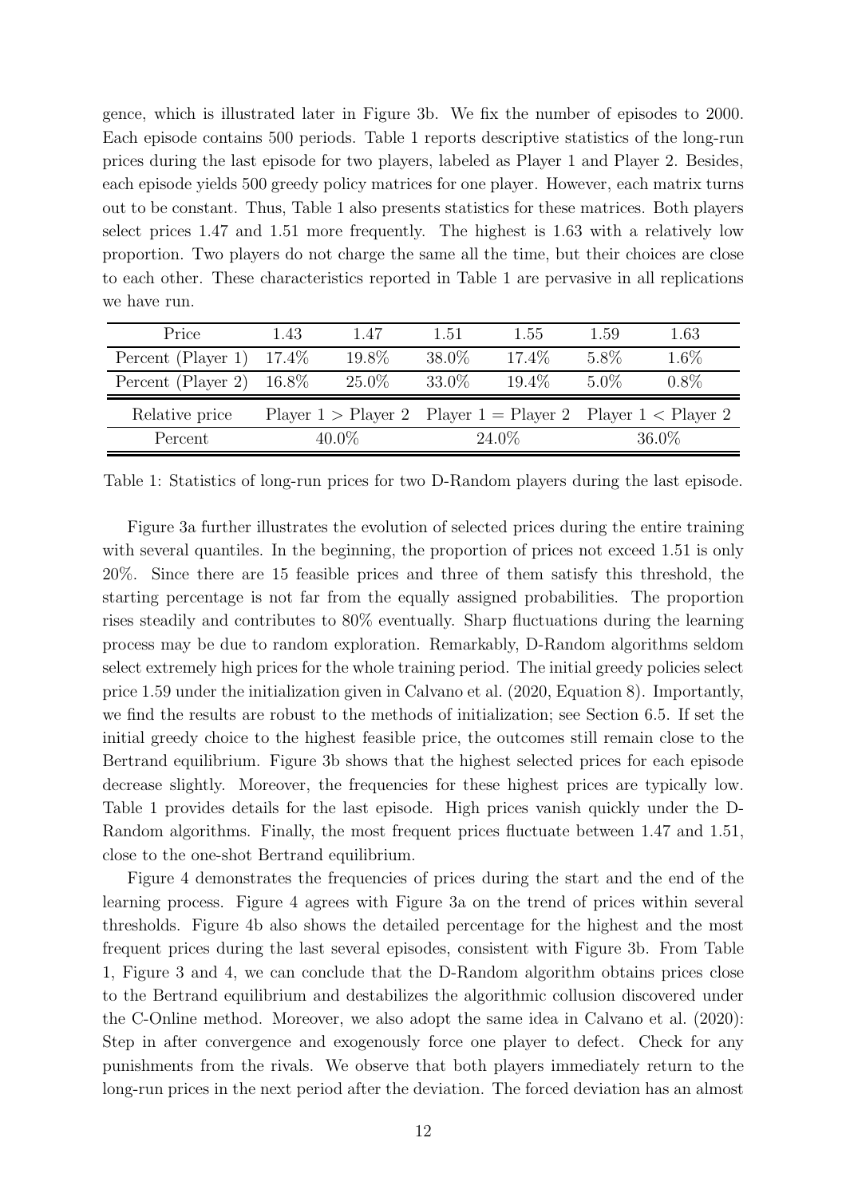gence, which is illustrated later in Figure 3b. We fix the number of episodes to 2000. Each episode contains 500 periods. Table 1 reports descriptive statistics of the long-run prices during the last episode for two players, labeled as Player 1 and Player 2. Besides, each episode yields 500 greedy policy matrices for one player. However, each matrix turns out to be constant. Thus, Table 1 also presents statistics for these matrices. Both players select prices 1.47 and 1.51 more frequently. The highest is 1.63 with a relatively low proportion. Two players do not charge the same all the time, but their choices are close to each other. These characteristics reported in Table 1 are pervasive in all replications we have run.

| Price | 1.43 | 1.47 | 1.51 | 1.55 | 1.59 | 1.63 |
|---|---|---|---|---|---|---|
| Percent (Player 1) | 17.4% | 19.8% | 38.0% | 17.4% | 5.8% | 1.6% |
| Percent (Player 2) | 16.8% | 25.0% | 33.0% | 19.4% | 5.0% | 0.8% |

| Relative price | Player 1 > Player 2 | Player 1 = Player 2 | Player 1 < Player 2 |
|---|---|---|---|
| Percent | 40.0% | 24.0% | 36.0% |

Table 1: Statistics of long-run prices for two D-Random players during the last episode.

Figure 3a further illustrates the evolution of selected prices during the entire training with several quantiles. In the beginning, the proportion of prices not exceed 1.51 is only 20%. Since there are 15 feasible prices and three of them satisfy this threshold, the starting percentage is not far from the equally assigned probabilities. The proportion rises steadily and contributes to 80% eventually. Sharp fluctuations during the learning process may be due to random exploration. Remarkably, D-Random algorithms seldom select extremely high prices for the whole training period. The initial greedy policies select price 1.59 under the initialization given in Calvano et al. (2020, Equation 8). Importantly, we find the results are robust to the methods of initialization; see Section 6.5. If set the initial greedy choice to the highest feasible price, the outcomes still remain close to the Bertrand equilibrium. Figure 3b shows that the highest selected prices for each episode decrease slightly. Moreover, the frequencies for these highest prices are typically low. Table 1 provides details for the last episode. High prices vanish quickly under the D-Random algorithms. Finally, the most frequent prices fluctuate between 1.47 and 1.51, close to the one-shot Bertrand equilibrium.

Figure 4 demonstrates the frequencies of prices during the start and the end of the learning process. Figure 4 agrees with Figure 3a on the trend of prices within several thresholds. Figure 4b also shows the detailed percentage for the highest and the most frequent prices during the last several episodes, consistent with Figure 3b. From Table 1, Figure 3 and 4, we can conclude that the D-Random algorithm obtains prices close to the Bertrand equilibrium and destabilizes the algorithmic collusion discovered under the C-Online method. Moreover, we also adopt the same idea in Calvano et al. (2020): Step in after convergence and exogenously force one player to defect. Check for any punishments from the rivals. We observe that both players immediately return to the long-run prices in the next period after the deviation. The forced deviation has an almost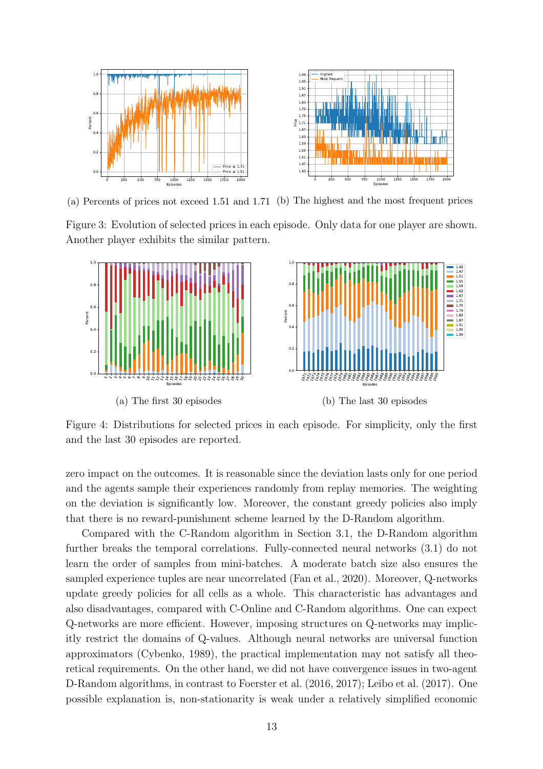(a) Percents of prices not exceed 1.51 and 1.71 (b) The highest and the most frequent prices

Figure 3: Evolution of selected prices in each episode. Only data for one player are shown. Another player exhibits the similar pattern.

(a) The first 30 episodes

(b) The last 30 episodes

Figure 4: Distributions for selected prices in each episode. For simplicity, only the first and the last 30 episodes are reported.

zero impact on the outcomes. It is reasonable since the deviation lasts only for one period and the agents sample their experiences randomly from replay memories. The weighting on the deviation is significantly low. Moreover, the constant greedy policies also imply that there is no reward-punishment scheme learned by the D-Random algorithm.

Compared with the C-Random algorithm in Section 3.1, the D-Random algorithm further breaks the temporal correlations. Fully-connected neural networks (3.1) do not learn the order of samples from mini-batches. A moderate batch size also ensures the sampled experience tuples are near uncorrelated (Fan et al., 2020). Moreover, Q-networks update greedy policies for all cells as a whole. This characteristic has advantages and also disadvantages, compared with C-Online and C-Random algorithms. One can expect Q-networks are more efficient. However, imposing structures on Q-networks may implicitly restrict the domains of Q-values. Although neural networks are universal function approximators (Cybenko, 1989), the practical implementation may not satisfy all theoretical requirements. On the other hand, we did not have convergence issues in two-agent D-Random algorithms, in contrast to Foerster et al. (2016, 2017); Leibo et al. (2017). One possible explanation is, non-stationarity is weak under a relatively simplified economic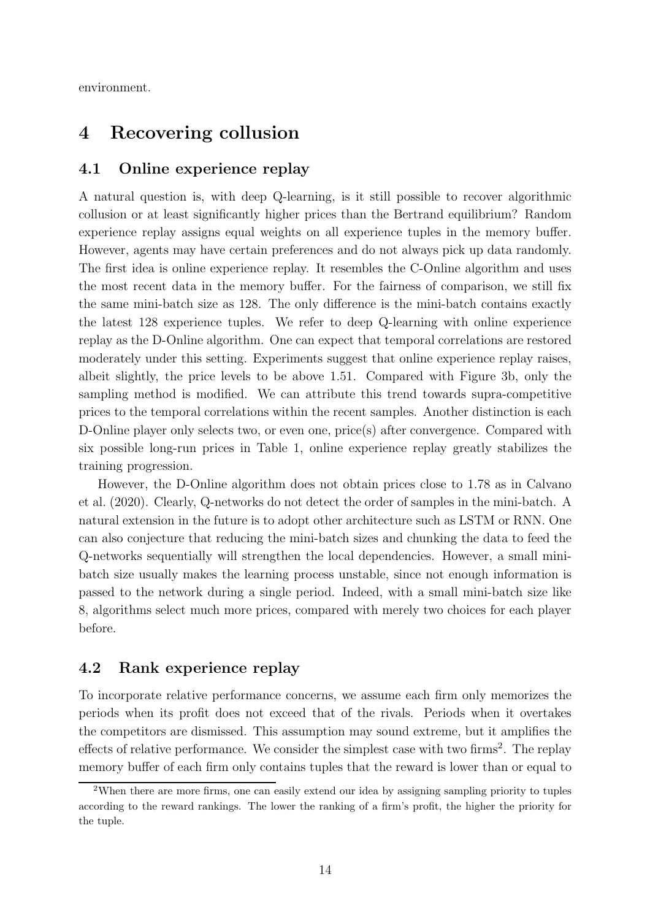environment.

# 4 Recovering collusion

## 4.1 Online experience replay

A natural question is, with deep Q-learning, is it still possible to recover algorithmic collusion or at least significantly higher prices than the Bertrand equilibrium? Random experience replay assigns equal weights on all experience tuples in the memory buffer. However, agents may have certain preferences and do not always pick up data randomly. The first idea is online experience replay. It resembles the C-Online algorithm and uses the most recent data in the memory buffer. For the fairness of comparison, we still fix the same mini-batch size as 128. The only difference is the mini-batch contains exactly the latest 128 experience tuples. We refer to deep Q-learning with online experience replay as the D-Online algorithm. One can expect that temporal correlations are restored moderately under this setting. Experiments suggest that online experience replay raises, albeit slightly, the price levels to be above 1.51. Compared with Figure 3b, only the sampling method is modified. We can attribute this trend towards supra-competitive prices to the temporal correlations within the recent samples. Another distinction is each D-Online player only selects two, or even one, price(s) after convergence. Compared with six possible long-run prices in Table 1, online experience replay greatly stabilizes the training progression.

However, the D-Online algorithm does not obtain prices close to 1.78 as in Calvano et al. (2020). Clearly, Q-networks do not detect the order of samples in the mini-batch. A natural extension in the future is to adopt other architecture such as LSTM or RNN. One can also conjecture that reducing the mini-batch sizes and chunking the data to feed the Q-networks sequentially will strengthen the local dependencies. However, a small mini-batch size usually makes the learning process unstable, since not enough information is passed to the network during a single period. Indeed, with a small mini-batch size like 8, algorithms select much more prices, compared with merely two choices for each player before.

## 4.2 Rank experience replay

To incorporate relative performance concerns, we assume each firm only memorizes the periods when its profit does not exceed that of the rivals. Periods when it overtakes the competitors are dismissed. This assumption may sound extreme, but it amplifies the effects of relative performance. We consider the simplest case with two firms[2]. The replay memory buffer of each firm only contains tuples that the reward is lower than or equal to

[2]When there are more firms, one can easily extend our idea by assigning sampling priority to tuples according to the reward rankings. The lower the ranking of a firm's profit, the higher the priority for the tuple.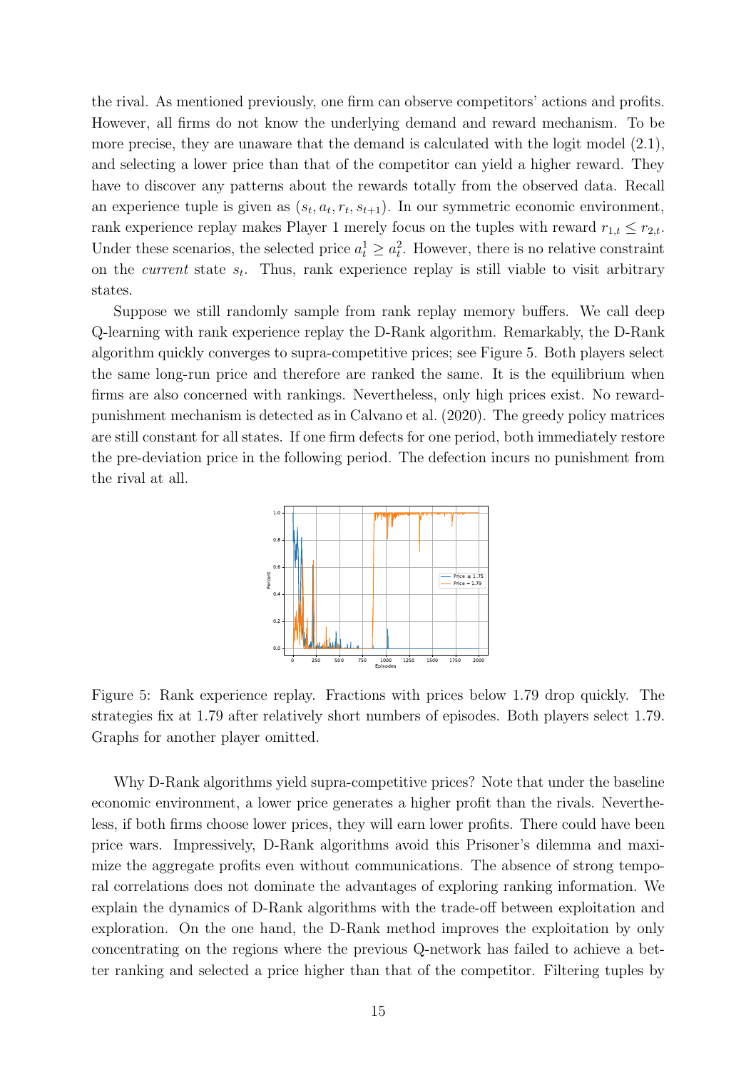the rival. As mentioned previously, one firm can observe competitors' actions and profits. However, all firms do not know the underlying demand and reward mechanism. To be more precise, they are unaware that the demand is calculated with the logit model (2.1), and selecting a lower price than that of the competitor can yield a higher reward. They have to discover any patterns about the rewards totally from the observed data. Recall an experience tuple is given as $(s_t, a_t, r_t, s_{t+1})$. In our symmetric economic environment, rank experience replay makes Player 1 merely focus on the tuples with reward $r_{1,t} \leq r_{2,t}$. Under these scenarios, the selected price $a_t^1 \geq a_t^2$. However, there is no relative constraint on the *current* state $s_t$. Thus, rank experience replay is still viable to visit arbitrary states.

Suppose we still randomly sample from rank replay memory buffers. We call deep Q-learning with rank experience replay the D-Rank algorithm. Remarkably, the D-Rank algorithm quickly converges to supra-competitive prices; see Figure 5. Both players select the same long-run price and therefore are ranked the same. It is the equilibrium when firms are also concerned with rankings. Nevertheless, only high prices exist. No reward-punishment mechanism is detected as in Calvano et al. (2020). The greedy policy matrices are still constant for all states. If one firm defects for one period, both immediately restore the pre-deviation price in the following period. The defection incurs no punishment from the rival at all.

Figure 5: Rank experience replay. Fractions with prices below 1.79 drop quickly. The strategies fix at 1.79 after relatively short numbers of episodes. Both players select 1.79. Graphs for another player omitted.

Why D-Rank algorithms yield supra-competitive prices? Note that under the baseline economic environment, a lower price generates a higher profit than the rivals. Nevertheless, if both firms choose lower prices, they will earn lower profits. There could have been price wars. Impressively, D-Rank algorithms avoid this Prisoner's dilemma and maximize the aggregate profits even without communications. The absence of strong temporal correlations does not dominate the advantages of exploring ranking information. We explain the dynamics of D-Rank algorithms with the trade-off between exploitation and exploration. On the one hand, the D-Rank method improves the exploitation by only concentrating on the regions where the previous Q-network has failed to achieve a better ranking and selected a price higher than that of the competitor. Filtering tuples by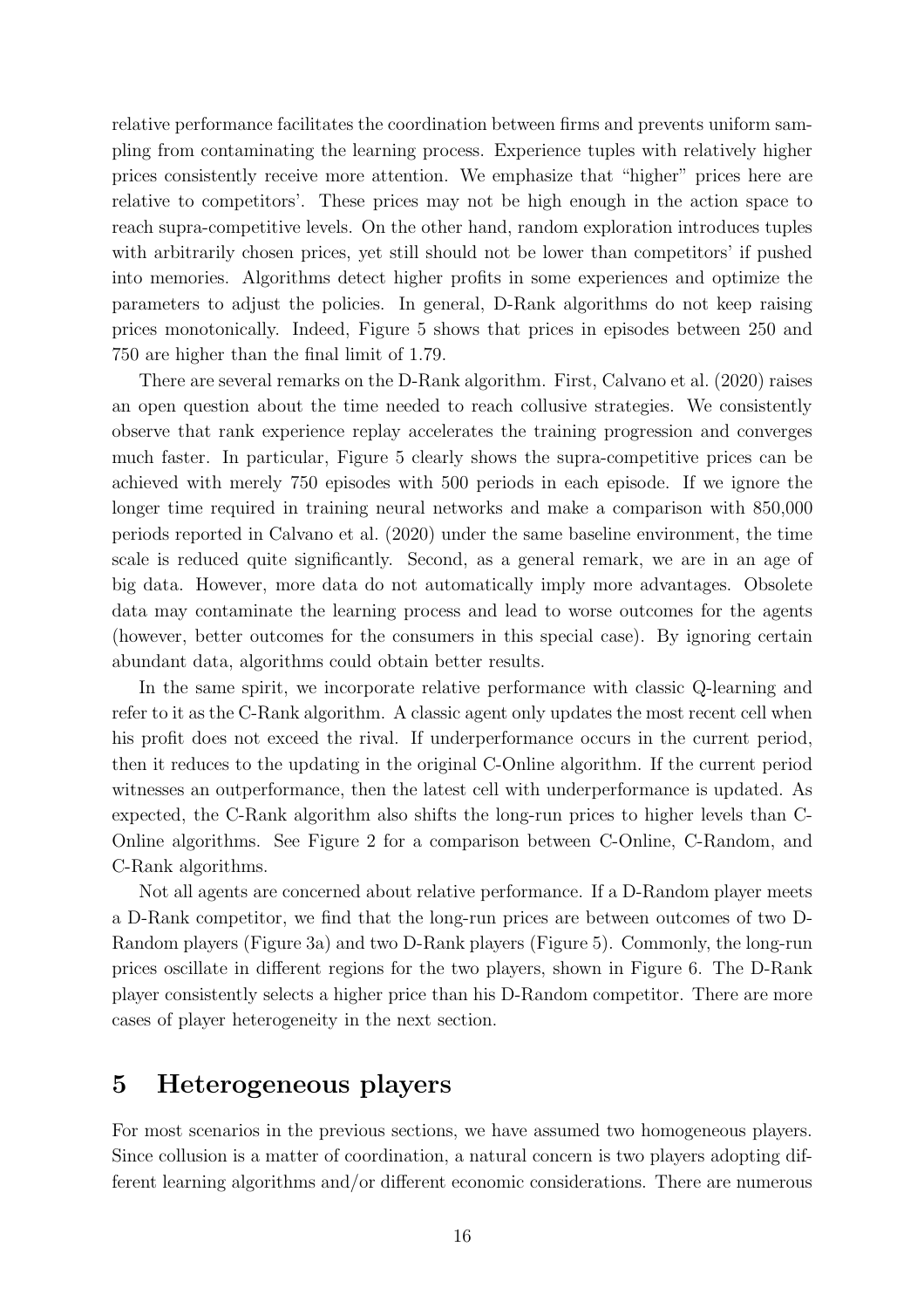relative performance facilitates the coordination between firms and prevents uniform sampling from contaminating the learning process. Experience tuples with relatively higher prices consistently receive more attention. We emphasize that "higher" prices here are relative to competitors'. These prices may not be high enough in the action space to reach supra-competitive levels. On the other hand, random exploration introduces tuples with arbitrarily chosen prices, yet still should not be lower than competitors' if pushed into memories. Algorithms detect higher profits in some experiences and optimize the parameters to adjust the policies. In general, D-Rank algorithms do not keep raising prices monotonically. Indeed, Figure 5 shows that prices in episodes between 250 and 750 are higher than the final limit of 1.79.

There are several remarks on the D-Rank algorithm. First, Calvano et al. (2020) raises an open question about the time needed to reach collusive strategies. We consistently observe that rank experience replay accelerates the training progression and converges much faster. In particular, Figure 5 clearly shows the supra-competitive prices can be achieved with merely 750 episodes with 500 periods in each episode. If we ignore the longer time required in training neural networks and make a comparison with 850,000 periods reported in Calvano et al. (2020) under the same baseline environment, the time scale is reduced quite significantly. Second, as a general remark, we are in an age of big data. However, more data do not automatically imply more advantages. Obsolete data may contaminate the learning process and lead to worse outcomes for the agents (however, better outcomes for the consumers in this special case). By ignoring certain abundant data, algorithms could obtain better results.

In the same spirit, we incorporate relative performance with classic Q-learning and refer to it as the C-Rank algorithm. A classic agent only updates the most recent cell when his profit does not exceed the rival. If underperformance occurs in the current period, then it reduces to the updating in the original C-Online algorithm. If the current period witnesses an outperformance, then the latest cell with underperformance is updated. As expected, the C-Rank algorithm also shifts the long-run prices to higher levels than C-Online algorithms. See Figure 2 for a comparison between C-Online, C-Random, and C-Rank algorithms.

Not all agents are concerned about relative performance. If a D-Random player meets a D-Rank competitor, we find that the long-run prices are between outcomes of two D-Random players (Figure 3a) and two D-Rank players (Figure 5). Commonly, the long-run prices oscillate in different regions for the two players, shown in Figure 6. The D-Rank player consistently selects a higher price than his D-Random competitor. There are more cases of player heterogeneity in the next section.

# 5 Heterogeneous players

For most scenarios in the previous sections, we have assumed two homogeneous players. Since collusion is a matter of coordination, a natural concern is two players adopting different learning algorithms and/or different economic considerations. There are numerous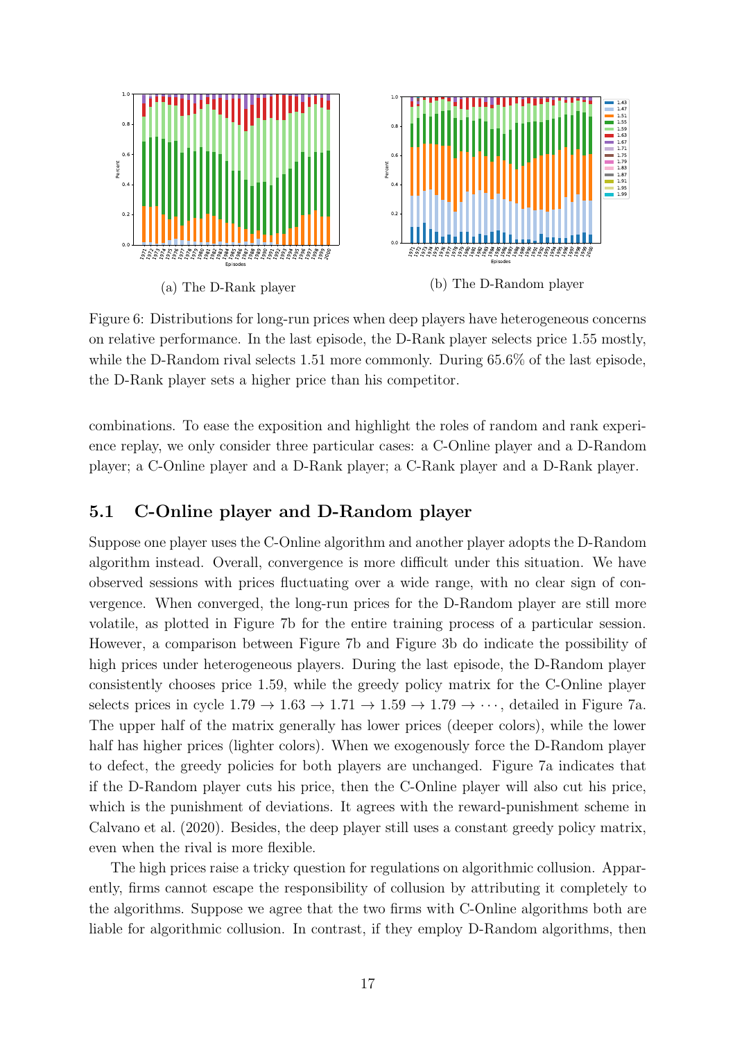(a) The D-Rank player

(b) The D-Random player

Figure 6: Distributions for long-run prices when deep players have heterogeneous concerns on relative performance. In the last episode, the D-Rank player selects price 1.55 mostly, while the D-Random rival selects 1.51 more commonly. During 65.6% of the last episode, the D-Rank player sets a higher price than his competitor.

combinations. To ease the exposition and highlight the roles of random and rank experience replay, we only consider three particular cases: a C-Online player and a D-Random player; a C-Online player and a D-Rank player; a C-Rank player and a D-Rank player.

## 5.1 C-Online player and D-Random player

Suppose one player uses the C-Online algorithm and another player adopts the D-Random algorithm instead. Overall, convergence is more difficult under this situation. We have observed sessions with prices fluctuating over a wide range, with no clear sign of convergence. When converged, the long-run prices for the D-Random player are still more volatile, as plotted in Figure 7b for the entire training process of a particular session. However, a comparison between Figure 7b and Figure 3b do indicate the possibility of high prices under heterogeneous players. During the last episode, the D-Random player consistently chooses price 1.59, while the greedy policy matrix for the C-Online player selects prices in cycle $1.79 \to 1.63 \to 1.71 \to 1.59 \to 1.79 \to \cdots$, detailed in Figure 7a. The upper half of the matrix generally has lower prices (deeper colors), while the lower half has higher prices (lighter colors). When we exogenously force the D-Random player to defect, the greedy policies for both players are unchanged. Figure 7a indicates that if the D-Random player cuts his price, then the C-Online player will also cut his price, which is the punishment of deviations. It agrees with the reward-punishment scheme in Calvano et al. (2020). Besides, the deep player still uses a constant greedy policy matrix, even when the rival is more flexible.

The high prices raise a tricky question for regulations on algorithmic collusion. Apparently, firms cannot escape the responsibility of collusion by attributing it completely to the algorithms. Suppose we agree that the two firms with C-Online algorithms both are liable for algorithmic collusion. In contrast, if they employ D-Random algorithms, then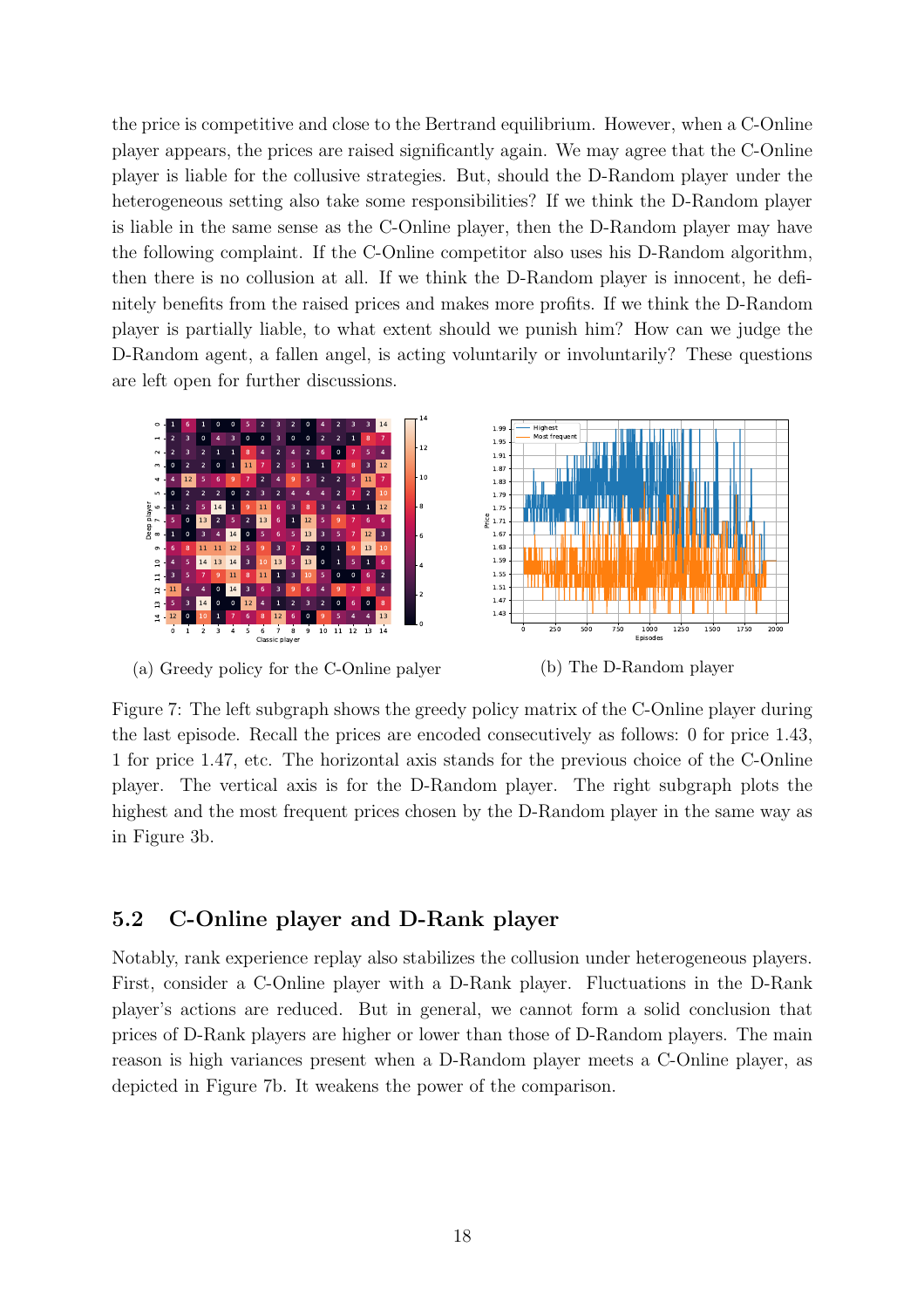the price is competitive and close to the Bertrand equilibrium. However, when a C-Online player appears, the prices are raised significantly again. We may agree that the C-Online player is liable for the collusive strategies. But, should the D-Random player under the heterogeneous setting also take some responsibilities? If we think the D-Random player is liable in the same sense as the C-Online player, then the D-Random player may have the following complaint. If the C-Online competitor also uses his D-Random algorithm, then there is no collusion at all. If we think the D-Random player is innocent, he definitely benefits from the raised prices and makes more profits. If we think the D-Random player is partially liable, to what extent should we punish him? How can we judge the D-Random agent, a fallen angel, is acting voluntarily or involuntarily? These questions are left open for further discussions.

(a) Greedy policy for the C-Online palyer

(b) The D-Random player

Figure 7: The left subgraph shows the greedy policy matrix of the C-Online player during the last episode. Recall the prices are encoded consecutively as follows: 0 for price 1.43, 1 for price 1.47, etc. The horizontal axis stands for the previous choice of the C-Online player. The vertical axis is for the D-Random player. The right subgraph plots the highest and the most frequent prices chosen by the D-Random player in the same way as in Figure 3b.

## 5.2 C-Online player and D-Rank player

Notably, rank experience replay also stabilizes the collusion under heterogeneous players. First, consider a C-Online player with a D-Rank player. Fluctuations in the D-Rank player's actions are reduced. But in general, we cannot form a solid conclusion that prices of D-Rank players are higher or lower than those of D-Random players. The main reason is high variances present when a D-Random player meets a C-Online player, as depicted in Figure 7b. It weakens the power of the comparison.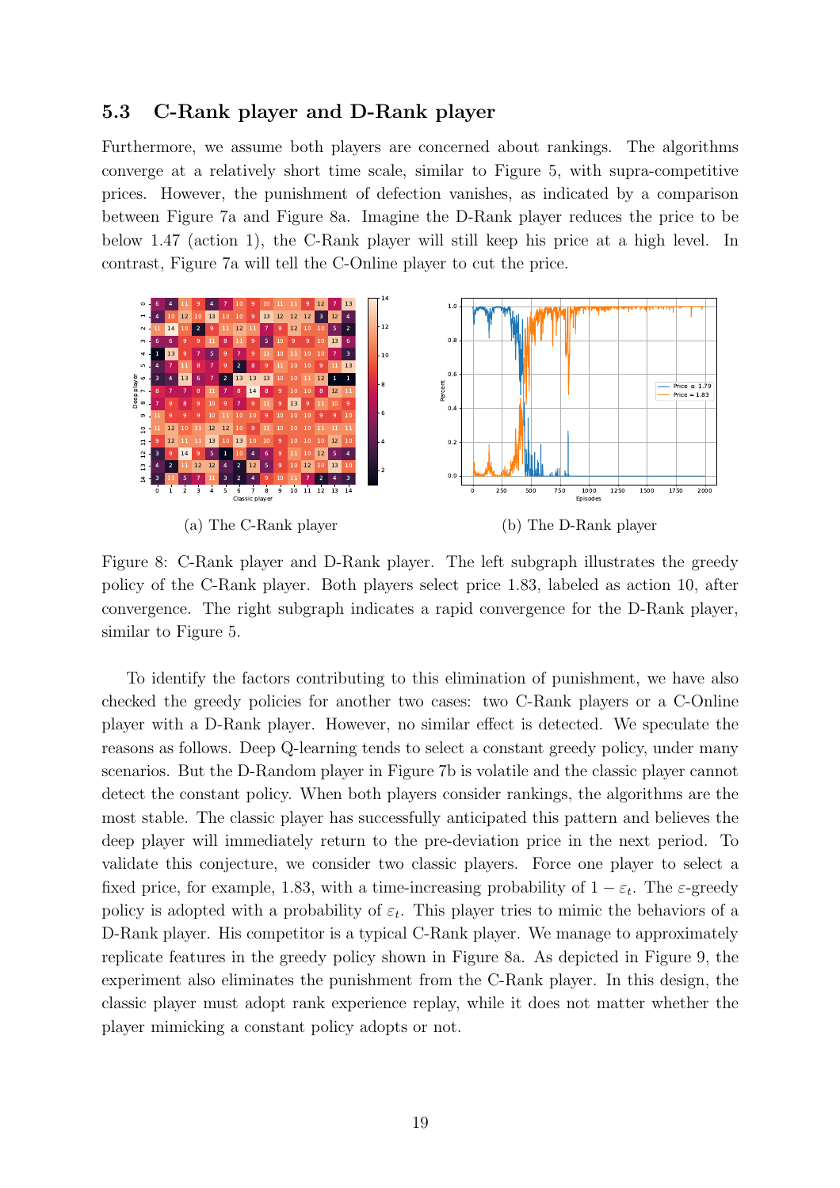### 5.3 C-Rank player and D-Rank player

Furthermore, we assume both players are concerned about rankings. The algorithms converge at a relatively short time scale, similar to Figure 5, with supra-competitive prices. However, the punishment of defection vanishes, as indicated by a comparison between Figure 7a and Figure 8a. Imagine the D-Rank player reduces the price to be below 1.47 (action 1), the C-Rank player will still keep his price at a high level. In contrast, Figure 7a will tell the C-Online player to cut the price.

(a) The C-Rank player

(b) The D-Rank player

Figure 8: C-Rank player and D-Rank player. The left subgraph illustrates the greedy policy of the C-Rank player. Both players select price 1.83, labeled as action 10, after convergence. The right subgraph indicates a rapid convergence for the D-Rank player, similar to Figure 5.

To identify the factors contributing to this elimination of punishment, we have also checked the greedy policies for another two cases: two C-Rank players or a C-Online player with a D-Rank player. However, no similar effect is detected. We speculate the reasons as follows. Deep Q-learning tends to select a constant greedy policy, under many scenarios. But the D-Random player in Figure 7b is volatile and the classic player cannot detect the constant policy. When both players consider rankings, the algorithms are the most stable. The classic player has successfully anticipated this pattern and believes the deep player will immediately return to the pre-deviation price in the next period. To validate this conjecture, we consider two classic players. Force one player to select a fixed price, for example, 1.83, with a time-increasing probability of $1 - \varepsilon_t$. The $\varepsilon$-greedy policy is adopted with a probability of $\varepsilon_t$. This player tries to mimic the behaviors of a D-Rank player. His competitor is a typical C-Rank player. We manage to approximately replicate features in the greedy policy shown in Figure 8a. As depicted in Figure 9, the experiment also eliminates the punishment from the C-Rank player. In this design, the classic player must adopt rank experience replay, while it does not matter whether the player mimicking a constant policy adopts or not.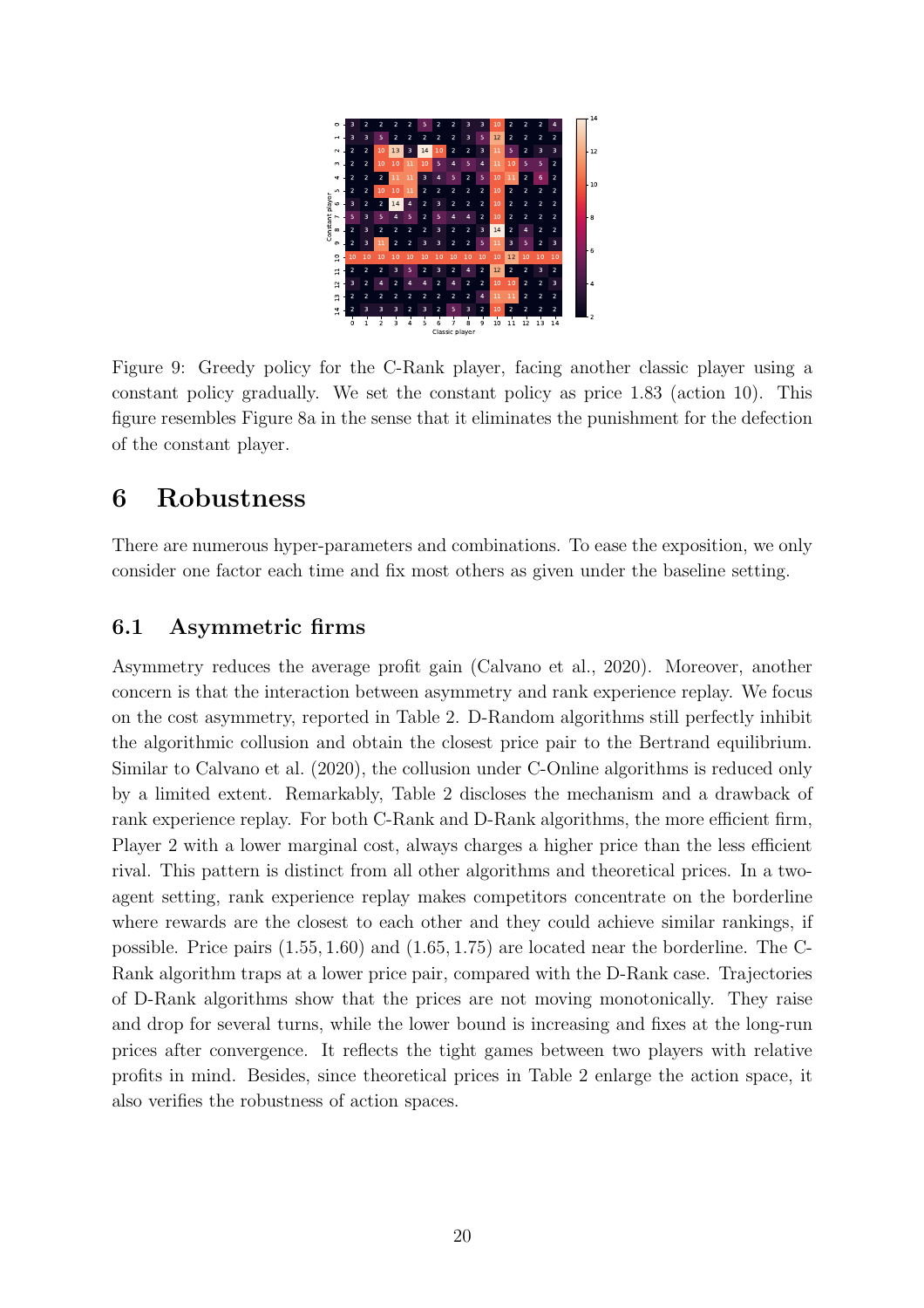Figure 9: Greedy policy for the C-Rank player, facing another classic player using a constant policy gradually. We set the constant policy as price 1.83 (action 10). This figure resembles Figure 8a in the sense that it eliminates the punishment for the defection of the constant player.

# 6 Robustness

There are numerous hyper-parameters and combinations. To ease the exposition, we only consider one factor each time and fix most others as given under the baseline setting.

## 6.1 Asymmetric firms

Asymmetry reduces the average profit gain (Calvano et al., 2020). Moreover, another concern is that the interaction between asymmetry and rank experience replay. We focus on the cost asymmetry, reported in Table 2. D-Random algorithms still perfectly inhibit the algorithmic collusion and obtain the closest price pair to the Bertrand equilibrium. Similar to Calvano et al. (2020), the collusion under C-Online algorithms is reduced only by a limited extent. Remarkably, Table 2 discloses the mechanism and a drawback of rank experience replay. For both C-Rank and D-Rank algorithms, the more efficient firm, Player 2 with a lower marginal cost, always charges a higher price than the less efficient rival. This pattern is distinct from all other algorithms and theoretical prices. In a two-agent setting, rank experience replay makes competitors concentrate on the borderline where rewards are the closest to each other and they could achieve similar rankings, if possible. Price pairs $(1.55, 1.60)$ and $(1.65, 1.75)$ are located near the borderline. The C-Rank algorithm traps at a lower price pair, compared with the D-Rank case. Trajectories of D-Rank algorithms show that the prices are not moving monotonically. They raise and drop for several turns, while the lower bound is increasing and fixes at the long-run prices after convergence. It reflects the tight games between two players with relative profits in mind. Besides, since theoretical prices in Table 2 enlarge the action space, it also verifies the robustness of action spaces.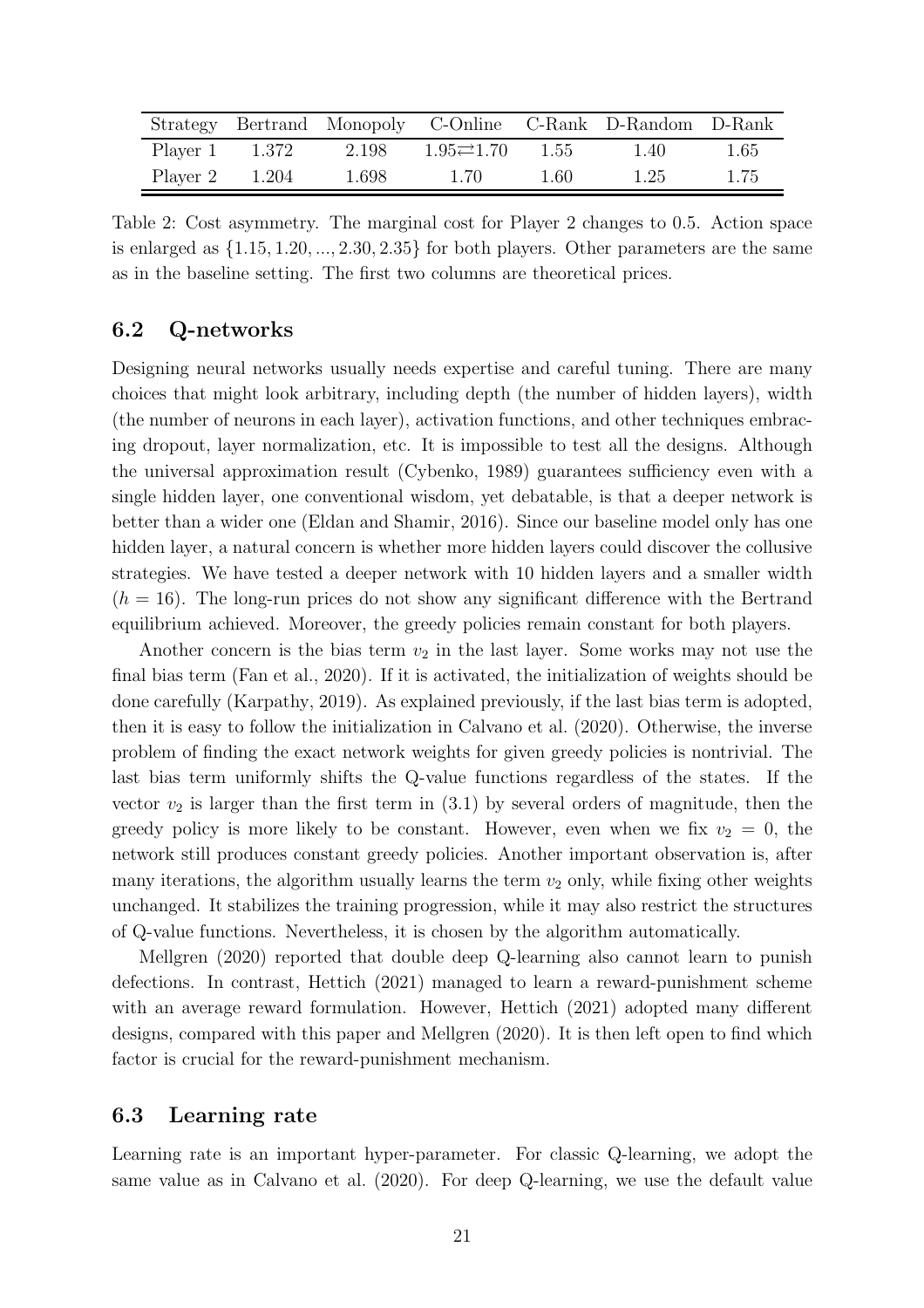| Strategy | Bertrand | Monopoly | C-Online | C-Rank | D-Random | D-Rank |
|---|---|---|---|---|---|---|
| Player 1 | 1.372 | 2.198 | $1.95 \rightleftarrows 1.70$ | 1.55 | 1.40 | 1.65 |
| Player 2 | 1.204 | 1.698 | 1.70 | 1.60 | 1.25 | 1.75 |

Table 2: Cost asymmetry. The marginal cost for Player 2 changes to 0.5. Action space is enlarged as $\{1.15, 1.20, ..., 2.30, 2.35\}$ for both players. Other parameters are the same as in the baseline setting. The first two columns are theoretical prices.

### 6.2 Q-networks

Designing neural networks usually needs expertise and careful tuning. There are many choices that might look arbitrary, including depth (the number of hidden layers), width (the number of neurons in each layer), activation functions, and other techniques embracing dropout, layer normalization, etc. It is impossible to test all the designs. Although the universal approximation result (Cybenko, 1989) guarantees sufficiency even with a single hidden layer, one conventional wisdom, yet debatable, is that a deeper network is better than a wider one (Eldan and Shamir, 2016). Since our baseline model only has one hidden layer, a natural concern is whether more hidden layers could discover the collusive strategies. We have tested a deeper network with 10 hidden layers and a smaller width ($h = 16$). The long-run prices do not show any significant difference with the Bertrand equilibrium achieved. Moreover, the greedy policies remain constant for both players.

Another concern is the bias term $v_2$ in the last layer. Some works may not use the final bias term (Fan et al., 2020). If it is activated, the initialization of weights should be done carefully (Karpathy, 2019). As explained previously, if the last bias term is adopted, then it is easy to follow the initialization in Calvano et al. (2020). Otherwise, the inverse problem of finding the exact network weights for given greedy policies is nontrivial. The last bias term uniformly shifts the Q-value functions regardless of the states. If the vector $v_2$ is larger than the first term in (3.1) by several orders of magnitude, then the greedy policy is more likely to be constant. However, even when we fix $v_2 = 0$, the network still produces constant greedy policies. Another important observation is, after many iterations, the algorithm usually learns the term $v_2$ only, while fixing other weights unchanged. It stabilizes the training progression, while it may also restrict the structures of Q-value functions. Nevertheless, it is chosen by the algorithm automatically.

Mellgren (2020) reported that double deep Q-learning also cannot learn to punish defections. In contrast, Hettich (2021) managed to learn a reward-punishment scheme with an average reward formulation. However, Hettich (2021) adopted many different designs, compared with this paper and Mellgren (2020). It is then left open to find which factor is crucial for the reward-punishment mechanism.

### 6.3 Learning rate

Learning rate is an important hyper-parameter. For classic Q-learning, we adopt the same value as in Calvano et al. (2020). For deep Q-learning, we use the default value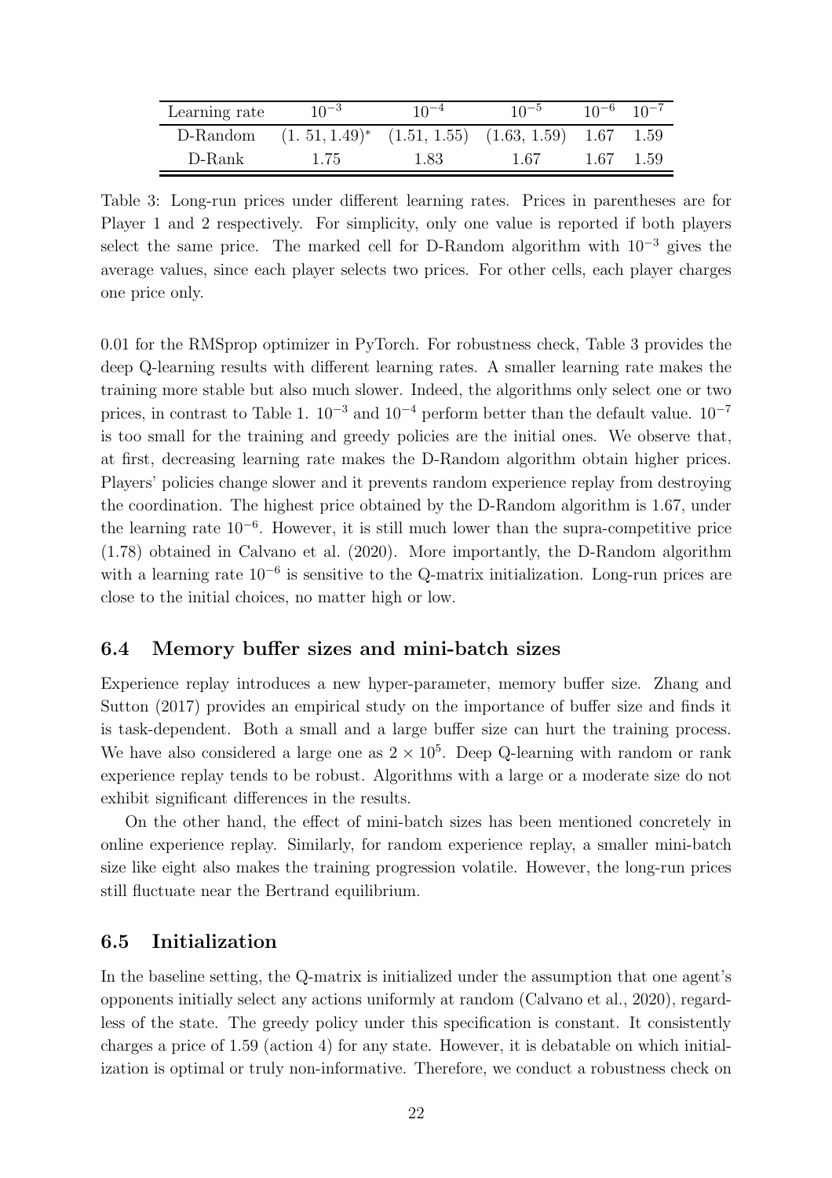| Learning rate | $10^{-3}$ | $10^{-4}$ | $10^{-5}$ | $10^{-6}$ | $10^{-7}$ |
|---|---|---|---|---|---|
| D-Random | $(1.51, 1.49)^{*}$ | (1.51, 1.55) | (1.63, 1.59) | 1.67 | 1.59 |
| D-Rank | 1.75 | 1.83 | 1.67 | 1.67 | 1.59 |

Table 3: Long-run prices under different learning rates. Prices in parentheses are for Player 1 and 2 respectively. For simplicity, only one value is reported if both players select the same price. The marked cell for D-Random algorithm with $10^{-3}$ gives the average values, since each player selects two prices. For other cells, each player charges one price only.

0.01 for the RMSprop optimizer in PyTorch. For robustness check, Table 3 provides the deep Q-learning results with different learning rates. A smaller learning rate makes the training more stable but also much slower. Indeed, the algorithms only select one or two prices, in contrast to Table 1. $10^{-3}$ and $10^{-4}$ perform better than the default value. $10^{-7}$ is too small for the training and greedy policies are the initial ones. We observe that, at first, decreasing learning rate makes the D-Random algorithm obtain higher prices. Players' policies change slower and it prevents random experience replay from destroying the coordination. The highest price obtained by the D-Random algorithm is 1.67, under the learning rate $10^{-6}$. However, it is still much lower than the supra-competitive price (1.78) obtained in Calvano et al. (2020). More importantly, the D-Random algorithm with a learning rate $10^{-6}$ is sensitive to the Q-matrix initialization. Long-run prices are close to the initial choices, no matter high or low.

### 6.4 Memory buffer sizes and mini-batch sizes

Experience replay introduces a new hyper-parameter, memory buffer size. Zhang and Sutton (2017) provides an empirical study on the importance of buffer size and finds it is task-dependent. Both a small and a large buffer size can hurt the training process. We have also considered a large one as $2 \times 10^5$. Deep Q-learning with random or rank experience replay tends to be robust. Algorithms with a large or a moderate size do not exhibit significant differences in the results.

On the other hand, the effect of mini-batch sizes has been mentioned concretely in online experience replay. Similarly, for random experience replay, a smaller mini-batch size like eight also makes the training progression volatile. However, the long-run prices still fluctuate near the Bertrand equilibrium.

### 6.5 Initialization

In the baseline setting, the Q-matrix is initialized under the assumption that one agent's opponents initially select any actions uniformly at random (Calvano et al., 2020), regardless of the state. The greedy policy under this specification is constant. It consistently charges a price of 1.59 (action 4) for any state. However, it is debatable on which initialization is optimal or truly non-informative. Therefore, we conduct a robustness check on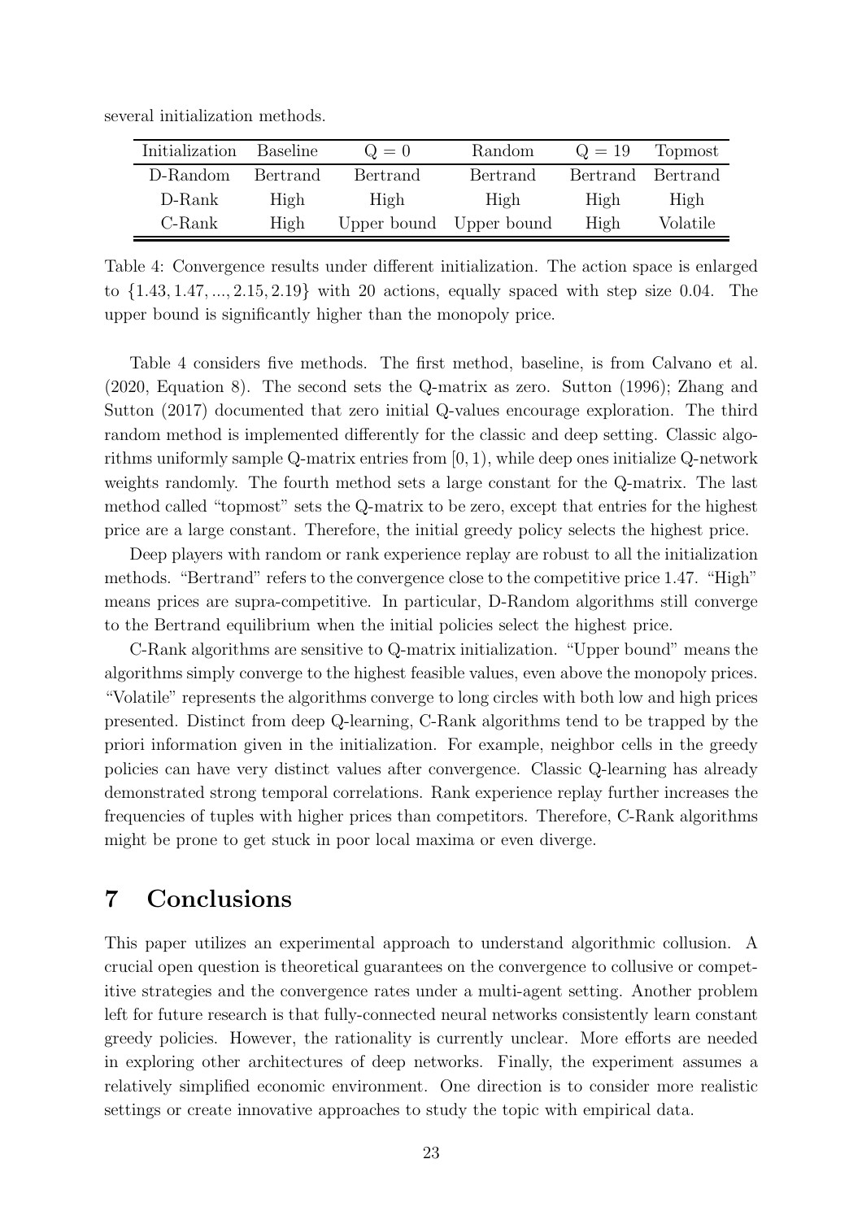several initialization methods.

| Initialization | Baseline | $Q = 0$ | Random | $Q = 19$ | Topmost |
|---|---|---|---|---|---|
| D-Random | Bertrand | Bertrand | Bertrand | Bertrand | Bertrand |
| D-Rank | High | High | High | High | High |
| C-Rank | High | Upper bound | Upper bound | High | Volatile |

Table 4: Convergence results under different initialization. The action space is enlarged to $\{1.43, 1.47, ..., 2.15, 2.19\}$ with 20 actions, equally spaced with step size 0.04. The upper bound is significantly higher than the monopoly price.

Table 4 considers five methods. The first method, baseline, is from Calvano et al. (2020, Equation 8). The second sets the Q-matrix as zero. Sutton (1996); Zhang and Sutton (2017) documented that zero initial Q-values encourage exploration. The third random method is implemented differently for the classic and deep setting. Classic algorithms uniformly sample Q-matrix entries from $[0, 1)$, while deep ones initialize Q-network weights randomly. The fourth method sets a large constant for the Q-matrix. The last method called "topmost" sets the Q-matrix to be zero, except that entries for the highest price are a large constant. Therefore, the initial greedy policy selects the highest price.

Deep players with random or rank experience replay are robust to all the initialization methods. "Bertrand" refers to the convergence close to the competitive price 1.47. "High" means prices are supra-competitive. In particular, D-Random algorithms still converge to the Bertrand equilibrium when the initial policies select the highest price.

C-Rank algorithms are sensitive to Q-matrix initialization. "Upper bound" means the algorithms simply converge to the highest feasible values, even above the monopoly prices. "Volatile" represents the algorithms converge to long circles with both low and high prices presented. Distinct from deep Q-learning, C-Rank algorithms tend to be trapped by the priori information given in the initialization. For example, neighbor cells in the greedy policies can have very distinct values after convergence. Classic Q-learning has already demonstrated strong temporal correlations. Rank experience replay further increases the frequencies of tuples with higher prices than competitors. Therefore, C-Rank algorithms might be prone to get stuck in poor local maxima or even diverge.

# 7 Conclusions

This paper utilizes an experimental approach to understand algorithmic collusion. A crucial open question is theoretical guarantees on the convergence to collusive or competitive strategies and the convergence rates under a multi-agent setting. Another problem left for future research is that fully-connected neural networks consistently learn constant greedy policies. However, the rationality is currently unclear. More efforts are needed in exploring other architectures of deep networks. Finally, the experiment assumes a relatively simplified economic environment. One direction is to consider more realistic settings or create innovative approaches to study the topic with empirical data.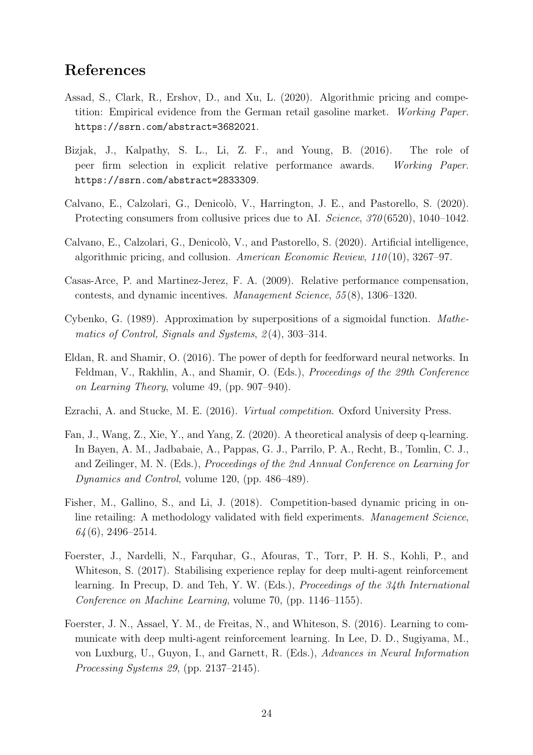# References

Assad, S., Clark, R., Ershov, D., and Xu, L. (2020). Algorithmic pricing and competition: Empirical evidence from the German retail gasoline market. *Working Paper*. https://ssrn.com/abstract=3682021.

Bizjak, J., Kalpathy, S. L., Li, Z. F., and Young, B. (2016). The role of peer firm selection in explicit relative performance awards. *Working Paper*. https://ssrn.com/abstract=2833309.

Calvano, E., Calzolari, G., Denicolò, V., Harrington, J. E., and Pastorello, S. (2020). Protecting consumers from collusive prices due to AI. *Science*, *370*(6520), 1040–1042.

Calvano, E., Calzolari, G., Denicolò, V., and Pastorello, S. (2020). Artificial intelligence, algorithmic pricing, and collusion. *American Economic Review*, *110*(10), 3267–97.

Casas-Arce, P. and Martinez-Jerez, F. A. (2009). Relative performance compensation, contests, and dynamic incentives. *Management Science*, *55*(8), 1306–1320.

Cybenko, G. (1989). Approximation by superpositions of a sigmoidal function. *Mathematics of Control, Signals and Systems*, *2*(4), 303–314.

Eldan, R. and Shamir, O. (2016). The power of depth for feedforward neural networks. In Feldman, V., Rakhlin, A., and Shamir, O. (Eds.), *Proceedings of the 29th Conference on Learning Theory*, volume 49, (pp. 907–940).

Ezrachi, A. and Stucke, M. E. (2016). *Virtual competition*. Oxford University Press.

Fan, J., Wang, Z., Xie, Y., and Yang, Z. (2020). A theoretical analysis of deep q-learning. In Bayen, A. M., Jadbabaie, A., Pappas, G. J., Parrilo, P. A., Recht, B., Tomlin, C. J., and Zeilinger, M. N. (Eds.), *Proceedings of the 2nd Annual Conference on Learning for Dynamics and Control*, volume 120, (pp. 486–489).

Fisher, M., Gallino, S., and Li, J. (2018). Competition-based dynamic pricing in online retailing: A methodology validated with field experiments. *Management Science*, *64*(6), 2496–2514.

Foerster, J., Nardelli, N., Farquhar, G., Afouras, T., Torr, P. H. S., Kohli, P., and Whiteson, S. (2017). Stabilising experience replay for deep multi-agent reinforcement learning. In Precup, D. and Teh, Y. W. (Eds.), *Proceedings of the 34th International Conference on Machine Learning*, volume 70, (pp. 1146–1155).

Foerster, J. N., Assael, Y. M., de Freitas, N., and Whiteson, S. (2016). Learning to communicate with deep multi-agent reinforcement learning. In Lee, D. D., Sugiyama, M., von Luxburg, U., Guyon, I., and Garnett, R. (Eds.), *Advances in Neural Information Processing Systems 29*, (pp. 2137–2145).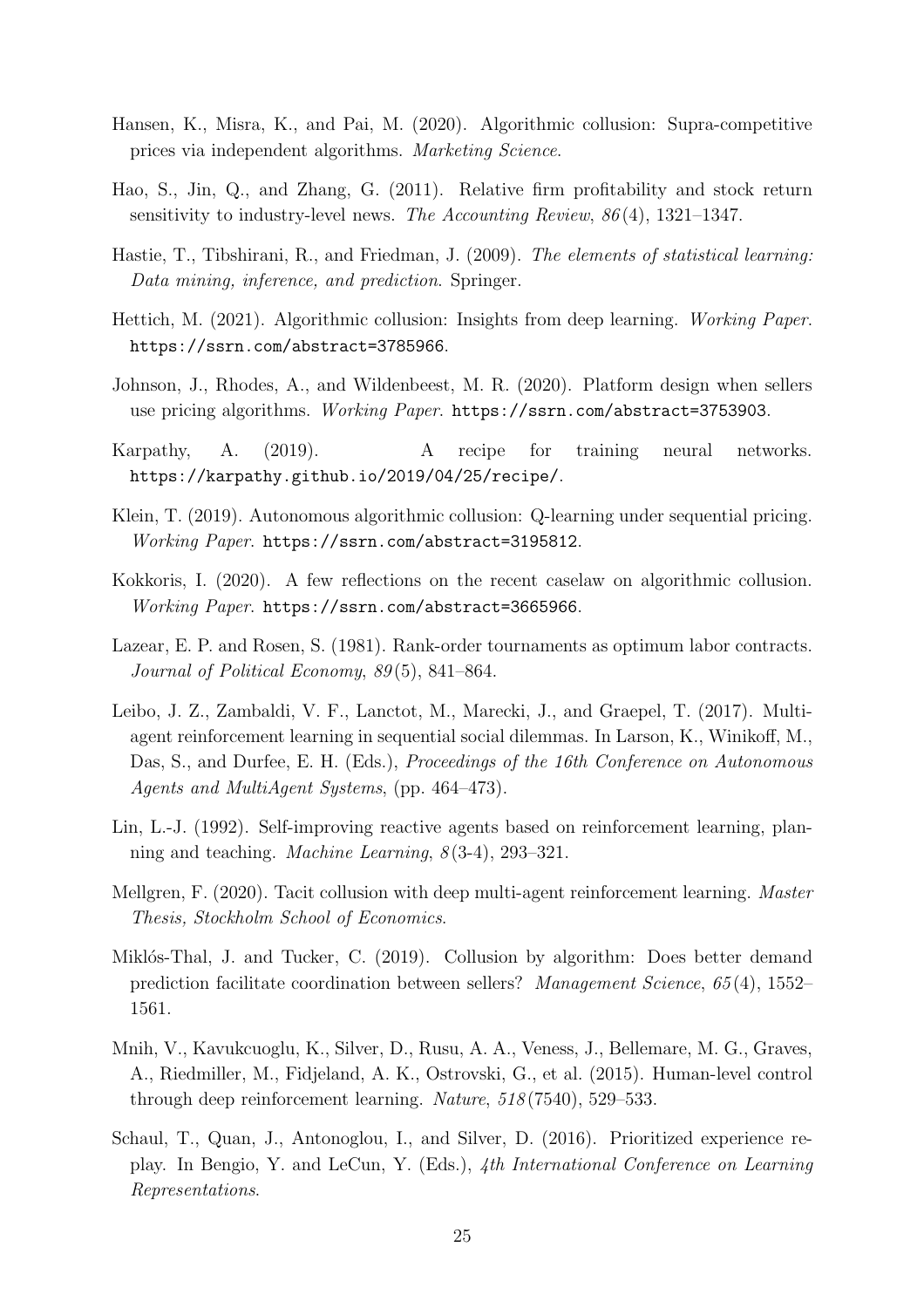Hansen, K., Misra, K., and Pai, M. (2020). Algorithmic collusion: Supra-competitive prices via independent algorithms. *Marketing Science*.

Hao, S., Jin, Q., and Zhang, G. (2011). Relative firm profitability and stock return sensitivity to industry-level news. *The Accounting Review*, *86*(4), 1321–1347.

Hastie, T., Tibshirani, R., and Friedman, J. (2009). *The elements of statistical learning: Data mining, inference, and prediction*. Springer.

Hettich, M. (2021). Algorithmic collusion: Insights from deep learning. *Working Paper*. https://ssrn.com/abstract=3785966.

Johnson, J., Rhodes, A., and Wildenbeest, M. R. (2020). Platform design when sellers use pricing algorithms. *Working Paper*. https://ssrn.com/abstract=3753903.

Karpathy, A. (2019). A recipe for training neural networks. https://karpathy.github.io/2019/04/25/recipe/.

Klein, T. (2019). Autonomous algorithmic collusion: Q-learning under sequential pricing. *Working Paper*. https://ssrn.com/abstract=3195812.

Kokkoris, I. (2020). A few reflections on the recent caselaw on algorithmic collusion. *Working Paper*. https://ssrn.com/abstract=3665966.

Lazear, E. P. and Rosen, S. (1981). Rank-order tournaments as optimum labor contracts. *Journal of Political Economy*, *89*(5), 841–864.

Leibo, J. Z., Zambaldi, V. F., Lanctot, M., Marecki, J., and Graepel, T. (2017). Multi-agent reinforcement learning in sequential social dilemmas. In Larson, K., Winikoff, M., Das, S., and Durfee, E. H. (Eds.), *Proceedings of the 16th Conference on Autonomous Agents and MultiAgent Systems*, (pp. 464–473).

Lin, L.-J. (1992). Self-improving reactive agents based on reinforcement learning, planning and teaching. *Machine Learning*, *8*(3-4), 293–321.

Mellgren, F. (2020). Tacit collusion with deep multi-agent reinforcement learning. *Master Thesis, Stockholm School of Economics*.

Miklós-Thal, J. and Tucker, C. (2019). Collusion by algorithm: Does better demand prediction facilitate coordination between sellers? *Management Science*, *65*(4), 1552–1561.

Mnih, V., Kavukcuoglu, K., Silver, D., Rusu, A. A., Veness, J., Bellemare, M. G., Graves, A., Riedmiller, M., Fidjeland, A. K., Ostrovski, G., et al. (2015). Human-level control through deep reinforcement learning. *Nature*, *518*(7540), 529–533.

Schaul, T., Quan, J., Antonoglou, I., and Silver, D. (2016). Prioritized experience replay. In Bengio, Y. and LeCun, Y. (Eds.), *4th International Conference on Learning Representations*.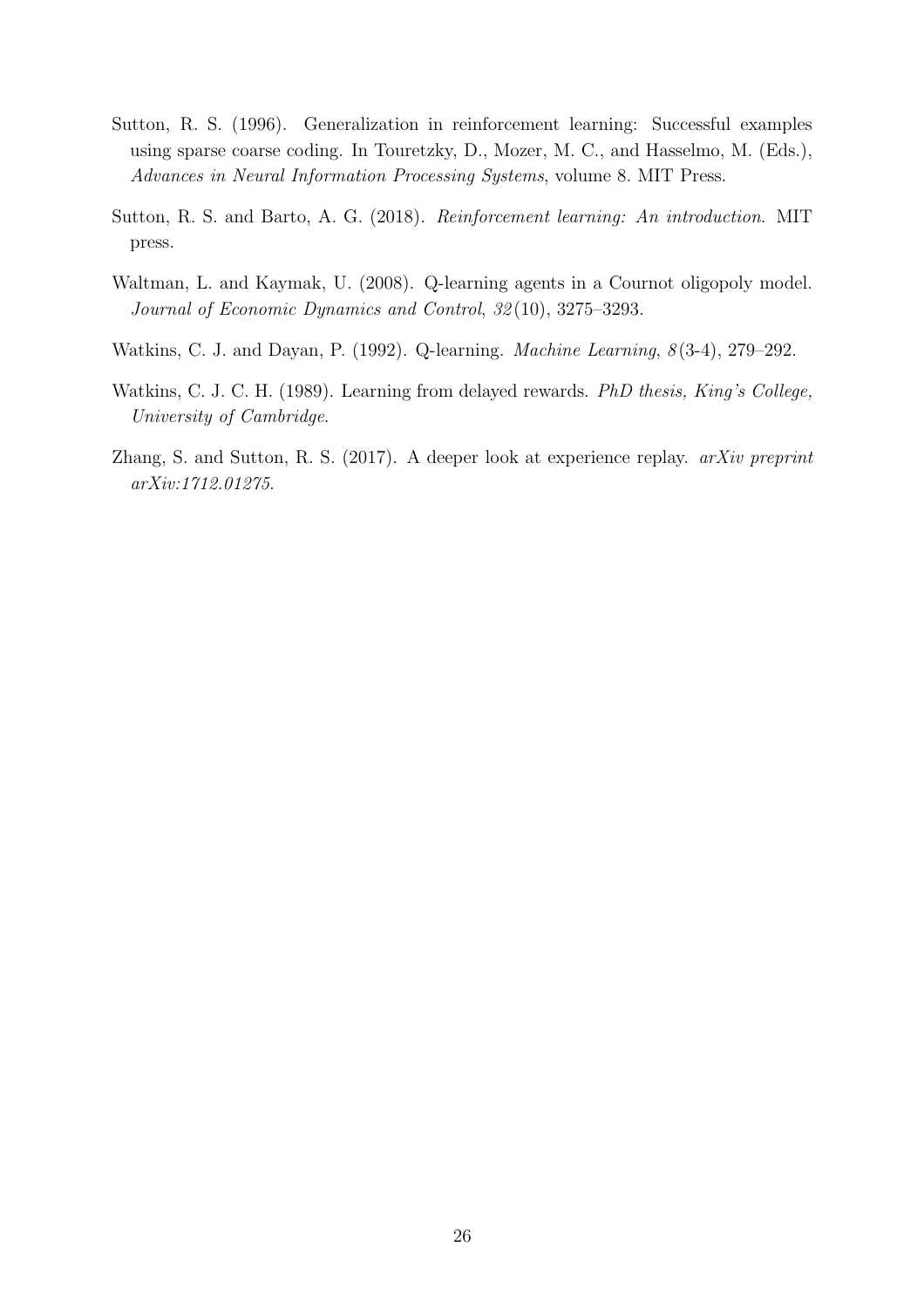Sutton, R. S. (1996). Generalization in reinforcement learning: Successful examples using sparse coarse coding. In Touretzky, D., Mozer, M. C., and Hasselmo, M. (Eds.), *Advances in Neural Information Processing Systems*, volume 8. MIT Press.

Sutton, R. S. and Barto, A. G. (2018). *Reinforcement learning: An introduction*. MIT press.

Waltman, L. and Kaymak, U. (2008). Q-learning agents in a Cournot oligopoly model. *Journal of Economic Dynamics and Control*, *32*(10), 3275–3293.

Watkins, C. J. and Dayan, P. (1992). Q-learning. *Machine Learning*, *8*(3-4), 279–292.

Watkins, C. J. C. H. (1989). Learning from delayed rewards. *PhD thesis, King's College, University of Cambridge*.

Zhang, S. and Sutton, R. S. (2017). A deeper look at experience replay. *arXiv preprint arXiv:1712.01275*.